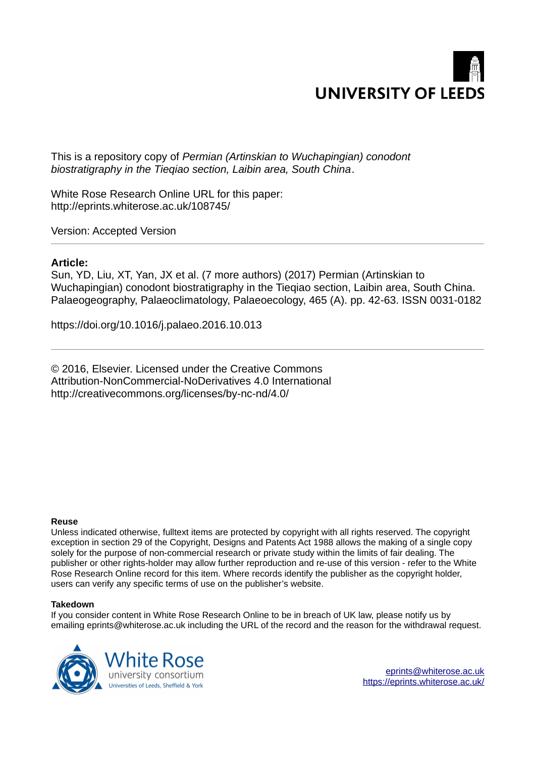This is a repository copy of *Permian (Artinskian to Wuchapingian) conodont biostratigraphy in the Tieqiao section, Laibin area, South China*.

White Rose Research Online URL for this paper:
http://eprints.whiterose.ac.uk/108745/

Version: Accepted Version

---

**Article:**

Sun, YD, Liu, XT, Yan, JX et al. (7 more authors) (2017) Permian (Artinskian to Wuchapingian) conodont biostratigraphy in the Tieqiao section, Laibin area, South China. Palaeogeography, Palaeoclimatology, Palaeoecology, 465 (A). pp. 42-63. ISSN 0031-0182

https://doi.org/10.1016/j.palaeo.2016.10.013

---

© 2016, Elsevier. Licensed under the Creative Commons Attribution-NonCommercial-NoDerivatives 4.0 International http://creativecommons.org/licenses/by-nc-nd/4.0/

**Reuse**

Unless indicated otherwise, fulltext items are protected by copyright with all rights reserved. The copyright exception in section 29 of the Copyright, Designs and Patents Act 1988 allows the making of a single copy solely for the purpose of non-commercial research or private study within the limits of fair dealing. The publisher or other rights-holder may allow further reproduction and re-use of this version - refer to the White Rose Research Online record for this item. Where records identify the publisher as the copyright holder, users can verify any specific terms of use on the publisher's website.

**Takedown**

If you consider content in White Rose Research Online to be in breach of UK law, please notify us by emailing eprints@whiterose.ac.uk including the URL of the record and the reason for the withdrawal request.

eprints@whiterose.ac.uk
https://eprints.whiterose.ac.uk/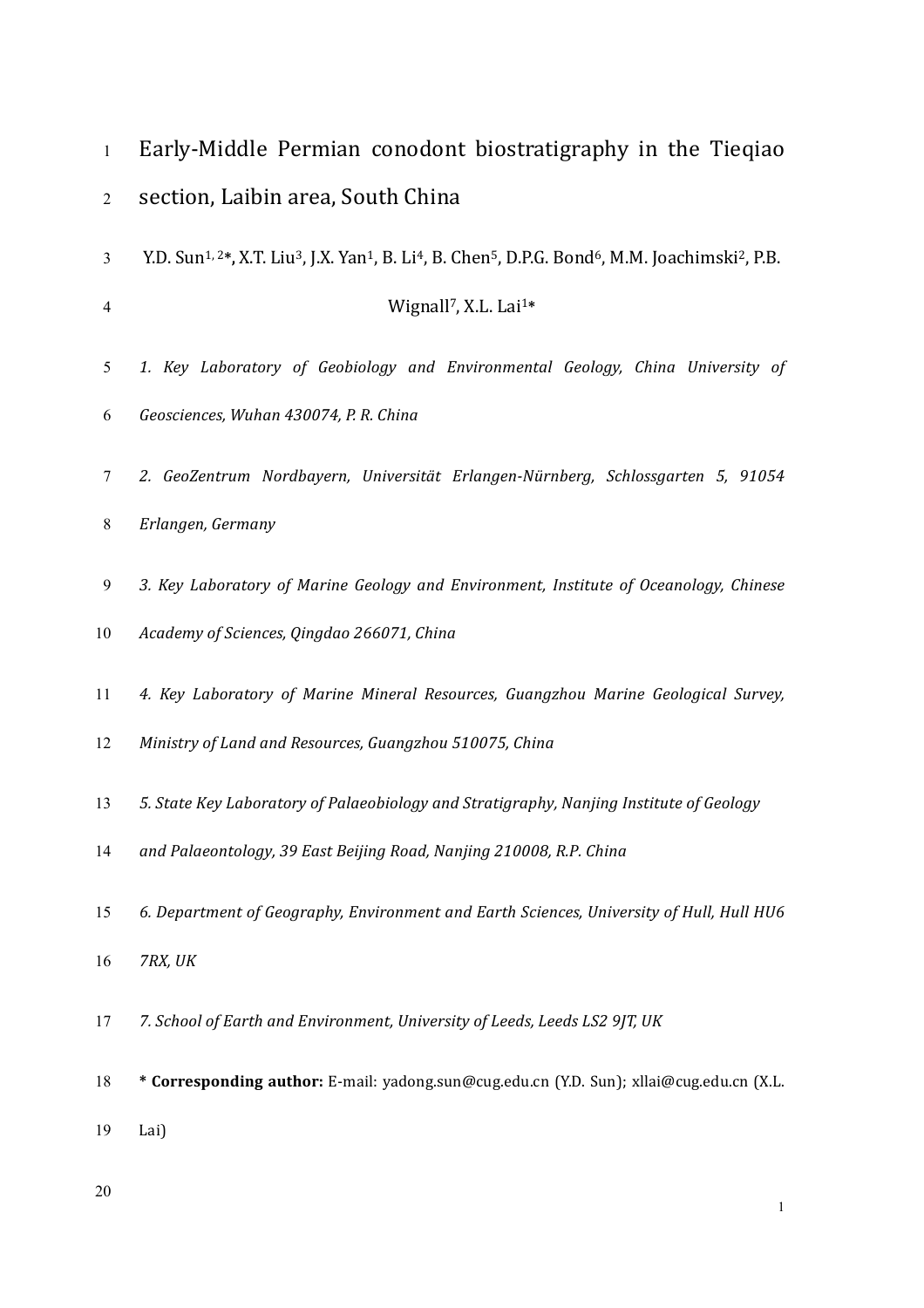# Early-Middle Permian conodont biostratigraphy in the Tieqiao section, Laibin area, South China

Y.D. Sun[1,2*], X.T. Liu[3], J.X. Yan[1], B. Li[4], B. Chen[5], D.P.G. Bond[6], M.M. Joachimski[2], P.B. Wignall[7], X.L. Lai[1*]

*1. Key Laboratory of Geobiology and Environmental Geology, China University of Geosciences, Wuhan 430074, P. R. China*

*2. GeoZentrum Nordbayern, Universität Erlangen-Nürnberg, Schlossgarten 5, 91054 Erlangen, Germany*

*3. Key Laboratory of Marine Geology and Environment, Institute of Oceanology, Chinese Academy of Sciences, Qingdao 266071, China*

*4. Key Laboratory of Marine Mineral Resources, Guangzhou Marine Geological Survey, Ministry of Land and Resources, Guangzhou 510075, China*

*5. State Key Laboratory of Palaeobiology and Stratigraphy, Nanjing Institute of Geology and Palaeontology, 39 East Beijing Road, Nanjing 210008, R.P. China*

*6. Department of Geography, Environment and Earth Sciences, University of Hull, Hull HU6 7RX, UK*

*7. School of Earth and Environment, University of Leeds, Leeds LS2 9JT, UK*

**\* Corresponding author:** E-mail: yadong.sun@cug.edu.cn (Y.D. Sun); xllai@cug.edu.cn (X.L. Lai)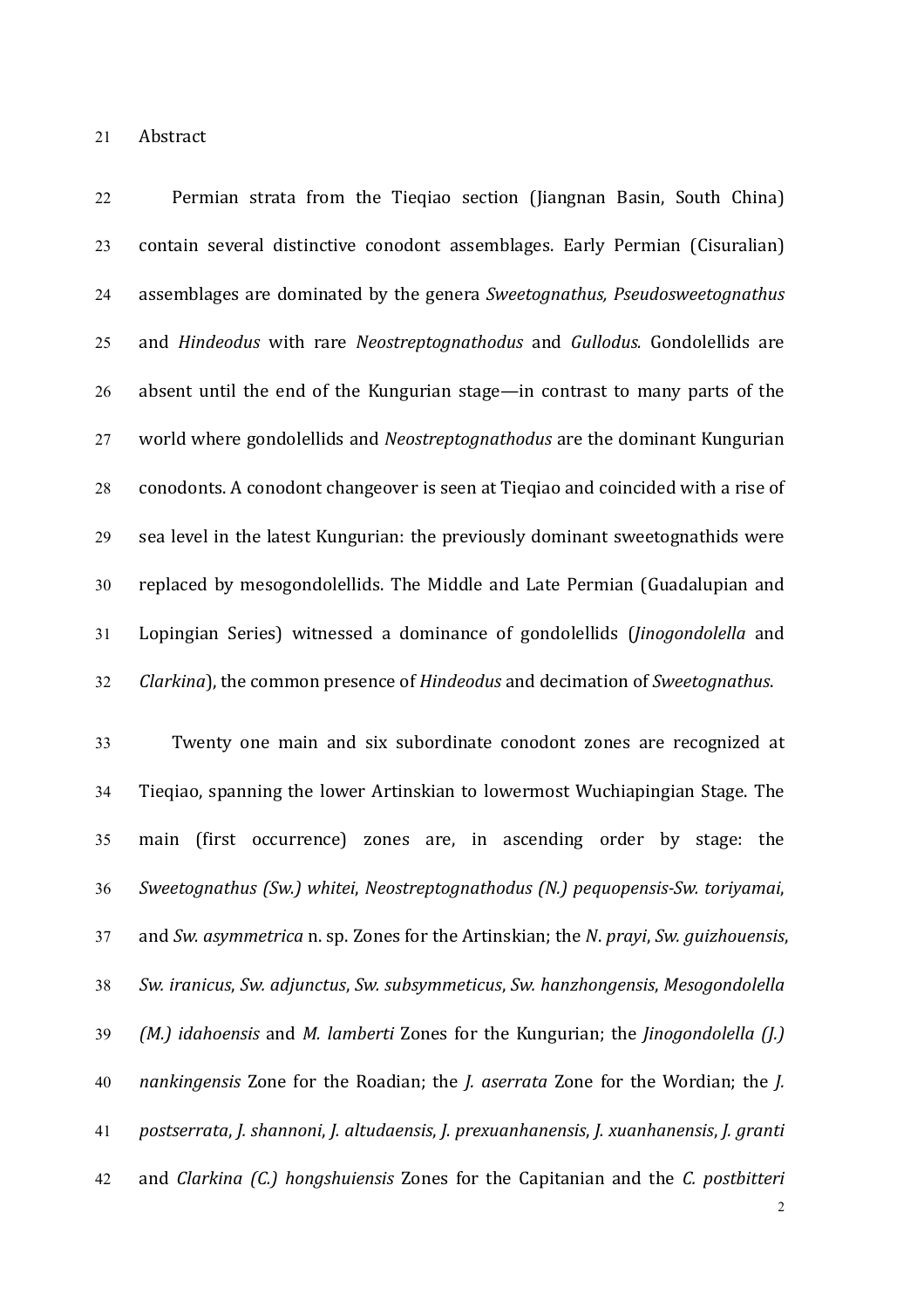## Abstract

Permian strata from the Tieqiao section (Jiangnan Basin, South China) contain several distinctive conodont assemblages. Early Permian (Cisuralian) assemblages are dominated by the genera *Sweetognathus, Pseudosweetognathus* and *Hindeodus* with rare *Neostreptognathodus* and *Gullodus.* Gondolellids are absent until the end of the Kungurian stage—in contrast to many parts of the world where gondolellids and *Neostreptognathodus* are the dominant Kungurian conodonts. A conodont changeover is seen at Tieqiao and coincided with a rise of sea level in the latest Kungurian: the previously dominant sweetognathids were replaced by mesogondolellids. The Middle and Late Permian (Guadalupian and Lopingian Series) witnessed a dominance of gondolellids (*Jinogondolella* and *Clarkina*), the common presence of *Hindeodus* and decimation of *Sweetognathus*.

Twenty one main and six subordinate conodont zones are recognized at Tieqiao, spanning the lower Artinskian to lowermost Wuchiapingian Stage. The main (first occurrence) zones are, in ascending order by stage: the *Sweetognathus (Sw.) whitei*, *Neostreptognathodus (N.) pequopensis*-*Sw. toriyamai*, and *Sw. asymmetrica* n. sp. Zones for the Artinskian; the *N. prayi*, *Sw. guizhouensis*, *Sw. iranicus*, *Sw. adjunctus*, *Sw. subsymmeticus*, *Sw. hanzhongensis*, *Mesogondolella (M.) idahoensis* and *M. lamberti* Zones for the Kungurian; the *Jinogondolella (J.) nankingensis* Zone for the Roadian; the *J. aserrata* Zone for the Wordian; the *J. postserrata*, *J. shannoni*, *J. altudaensis*, *J. prexuanhanensis*, *J. xuanhanensis*, *J. granti* and *Clarkina (C.) hongshuiensis* Zones for the Capitanian and the *C. postbitteri*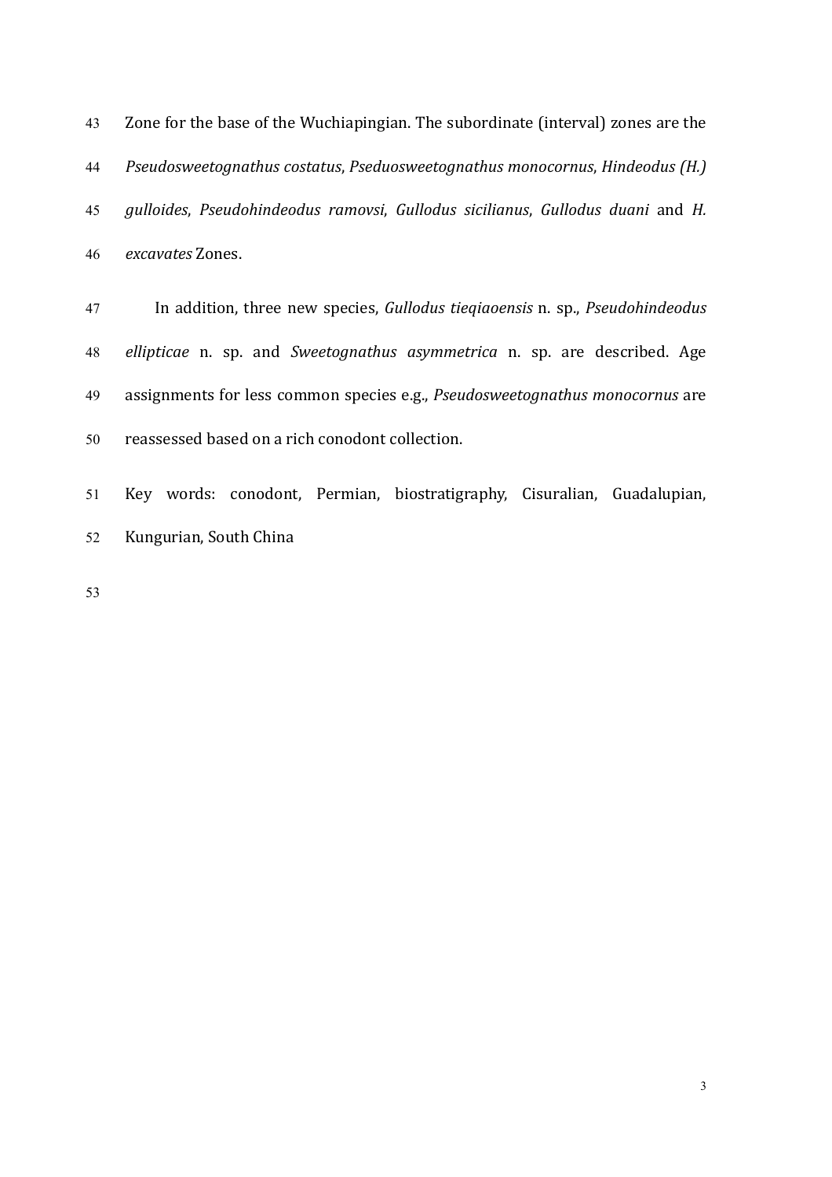Zone for the base of the Wuchiapingian. The subordinate (interval) zones are the *Pseudosweetognathus costatus*, *Pseduosweetognathus monocornus*, *Hindeodus (H.) gulloides*, *Pseudohindeodus ramovsi*, *Gullodus sicilianus*, *Gullodus duani* and *H. excavates* Zones.

In addition, three new species, *Gullodus tieqiaoensis* n. sp., *Pseudohindeodus ellipticae* n. sp. and *Sweetognathus asymmetrica* n. sp. are described. Age assignments for less common species e.g., *Pseudosweetognathus monocornus* are reassessed based on a rich conodont collection.

Key words: conodont, Permian, biostratigraphy, Cisuralian, Guadalupian, Kungurian, South China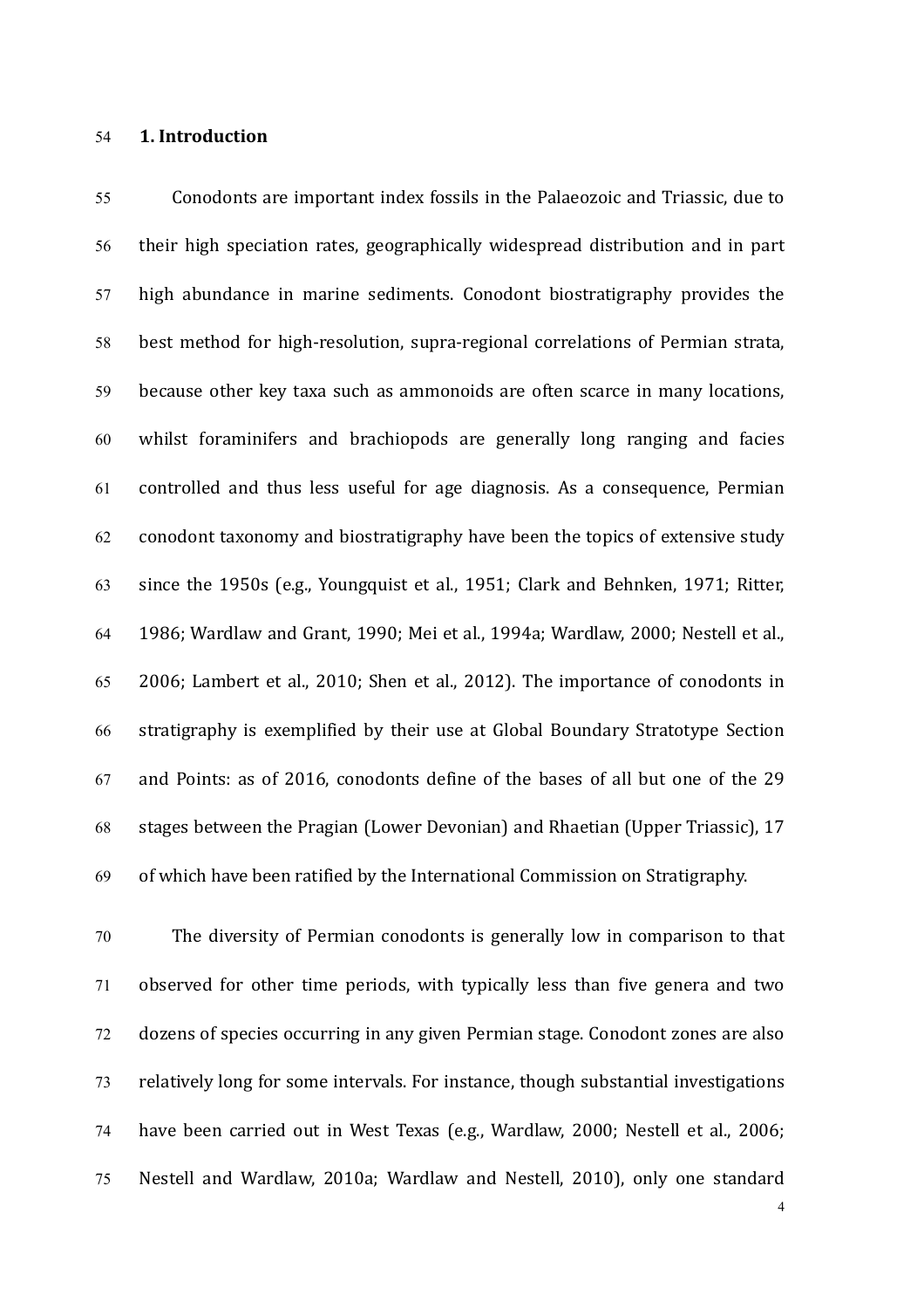# 1. Introduction

Conodonts are important index fossils in the Palaeozoic and Triassic, due to their high speciation rates, geographically widespread distribution and in part high abundance in marine sediments. Conodont biostratigraphy provides the best method for high-resolution, supra-regional correlations of Permian strata, because other key taxa such as ammonoids are often scarce in many locations, whilst foraminifers and brachiopods are generally long ranging and facies controlled and thus less useful for age diagnosis. As a consequence, Permian conodont taxonomy and biostratigraphy have been the topics of extensive study since the 1950s (e.g., Youngquist et al., 1951; Clark and Behnken, 1971; Ritter, 1986; Wardlaw and Grant, 1990; Mei et al., 1994a; Wardlaw, 2000; Nestell et al., 2006; Lambert et al., 2010; Shen et al., 2012). The importance of conodonts in stratigraphy is exemplified by their use at Global Boundary Stratotype Section and Points: as of 2016, conodonts define of the bases of all but one of the 29 stages between the Pragian (Lower Devonian) and Rhaetian (Upper Triassic), 17 of which have been ratified by the International Commission on Stratigraphy.

The diversity of Permian conodonts is generally low in comparison to that observed for other time periods, with typically less than five genera and two dozens of species occurring in any given Permian stage. Conodont zones are also relatively long for some intervals. For instance, though substantial investigations have been carried out in West Texas (e.g., Wardlaw, 2000; Nestell et al., 2006; Nestell and Wardlaw, 2010a; Wardlaw and Nestell, 2010), only one standard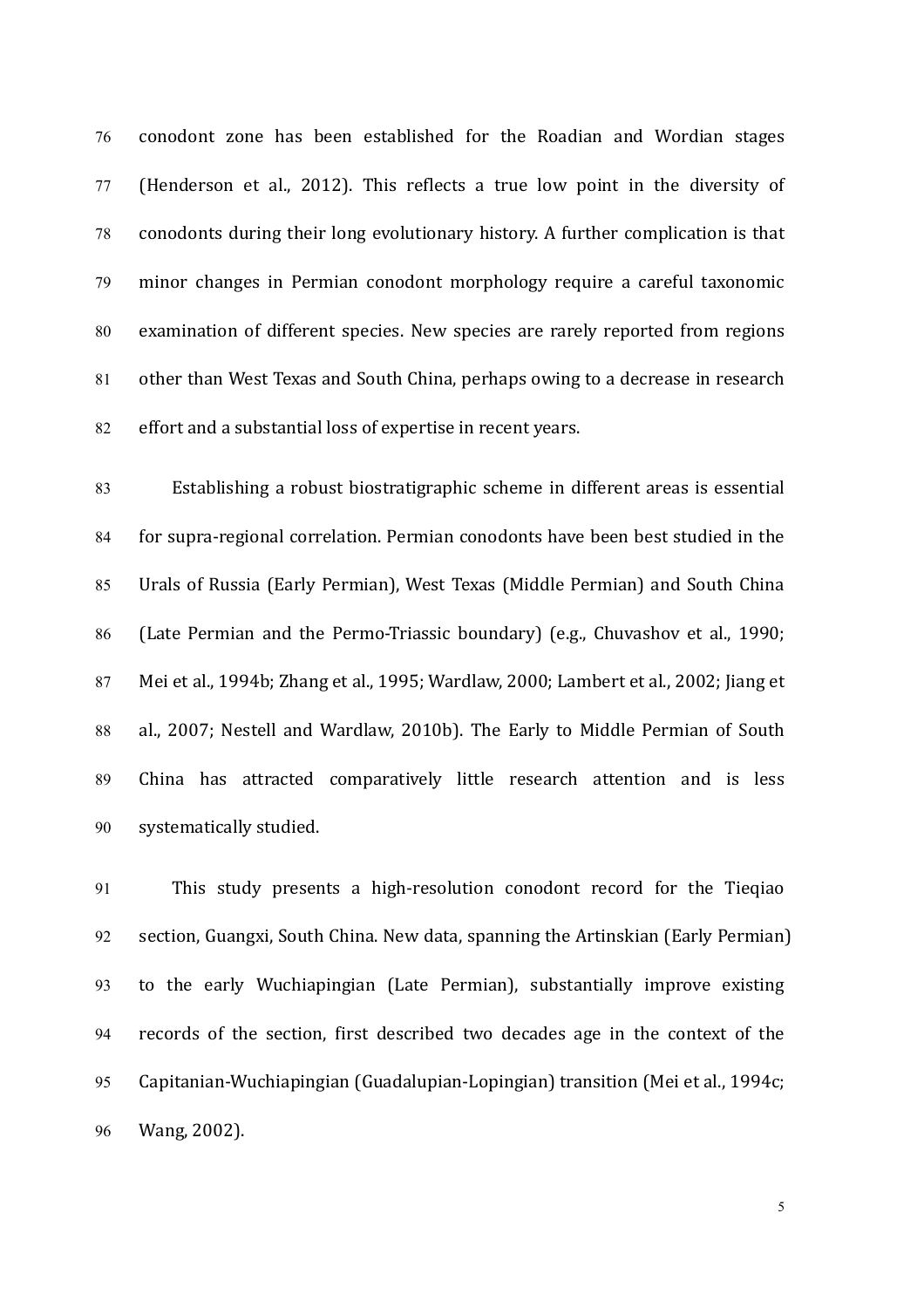conodont zone has been established for the Roadian and Wordian stages (Henderson et al., 2012). This reflects a true low point in the diversity of conodonts during their long evolutionary history. A further complication is that minor changes in Permian conodont morphology require a careful taxonomic examination of different species. New species are rarely reported from regions other than West Texas and South China, perhaps owing to a decrease in research effort and a substantial loss of expertise in recent years.

Establishing a robust biostratigraphic scheme in different areas is essential for supra-regional correlation. Permian conodonts have been best studied in the Urals of Russia (Early Permian), West Texas (Middle Permian) and South China (Late Permian and the Permo-Triassic boundary) (e.g., Chuvashov et al., 1990; Mei et al., 1994b; Zhang et al., 1995; Wardlaw, 2000; Lambert et al., 2002; Jiang et al., 2007; Nestell and Wardlaw, 2010b). The Early to Middle Permian of South China has attracted comparatively little research attention and is less systematically studied.

This study presents a high-resolution conodont record for the Tieqiao section, Guangxi, South China. New data, spanning the Artinskian (Early Permian) to the early Wuchiapingian (Late Permian), substantially improve existing records of the section, first described two decades age in the context of the Capitanian-Wuchiapingian (Guadalupian-Lopingian) transition (Mei et al., 1994c; Wang, 2002).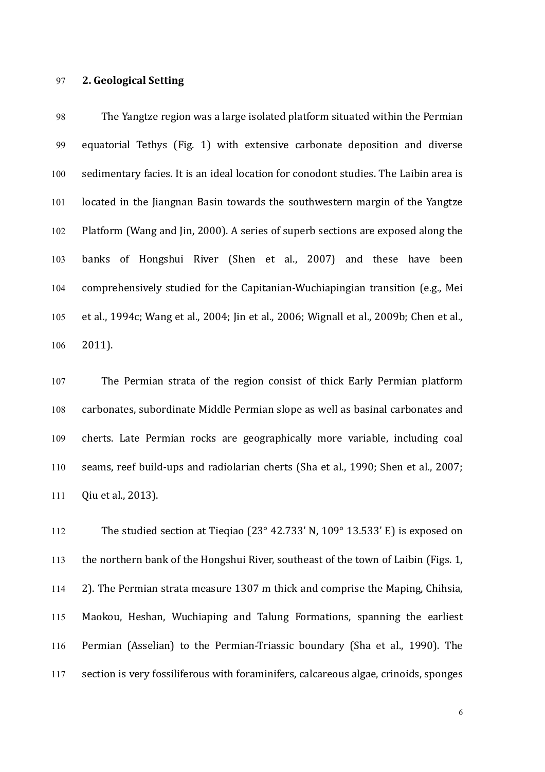## 2. Geological Setting

The Yangtze region was a large isolated platform situated within the Permian equatorial Tethys (Fig. 1) with extensive carbonate deposition and diverse sedimentary facies. It is an ideal location for conodont studies. The Laibin area is located in the Jiangnan Basin towards the southwestern margin of the Yangtze Platform (Wang and Jin, 2000). A series of superb sections are exposed along the banks of Hongshui River (Shen et al., 2007) and these have been comprehensively studied for the Capitanian-Wuchiapingian transition (e.g., Mei et al., 1994c; Wang et al., 2004; Jin et al., 2006; Wignall et al., 2009b; Chen et al., 2011).

The Permian strata of the region consist of thick Early Permian platform carbonates, subordinate Middle Permian slope as well as basinal carbonates and cherts. Late Permian rocks are geographically more variable, including coal seams, reef build-ups and radiolarian cherts (Sha et al., 1990; Shen et al., 2007; Qiu et al., 2013).

The studied section at Tieqiao (23° 42.733' N, 109° 13.533' E) is exposed on the northern bank of the Hongshui River, southeast of the town of Laibin (Figs. 1, 2). The Permian strata measure 1307 m thick and comprise the Maping, Chihsia, Maokou, Heshan, Wuchiaping and Talung Formations, spanning the earliest Permian (Asselian) to the Permian-Triassic boundary (Sha et al., 1990). The section is very fossiliferous with foraminifers, calcareous algae, crinoids, sponges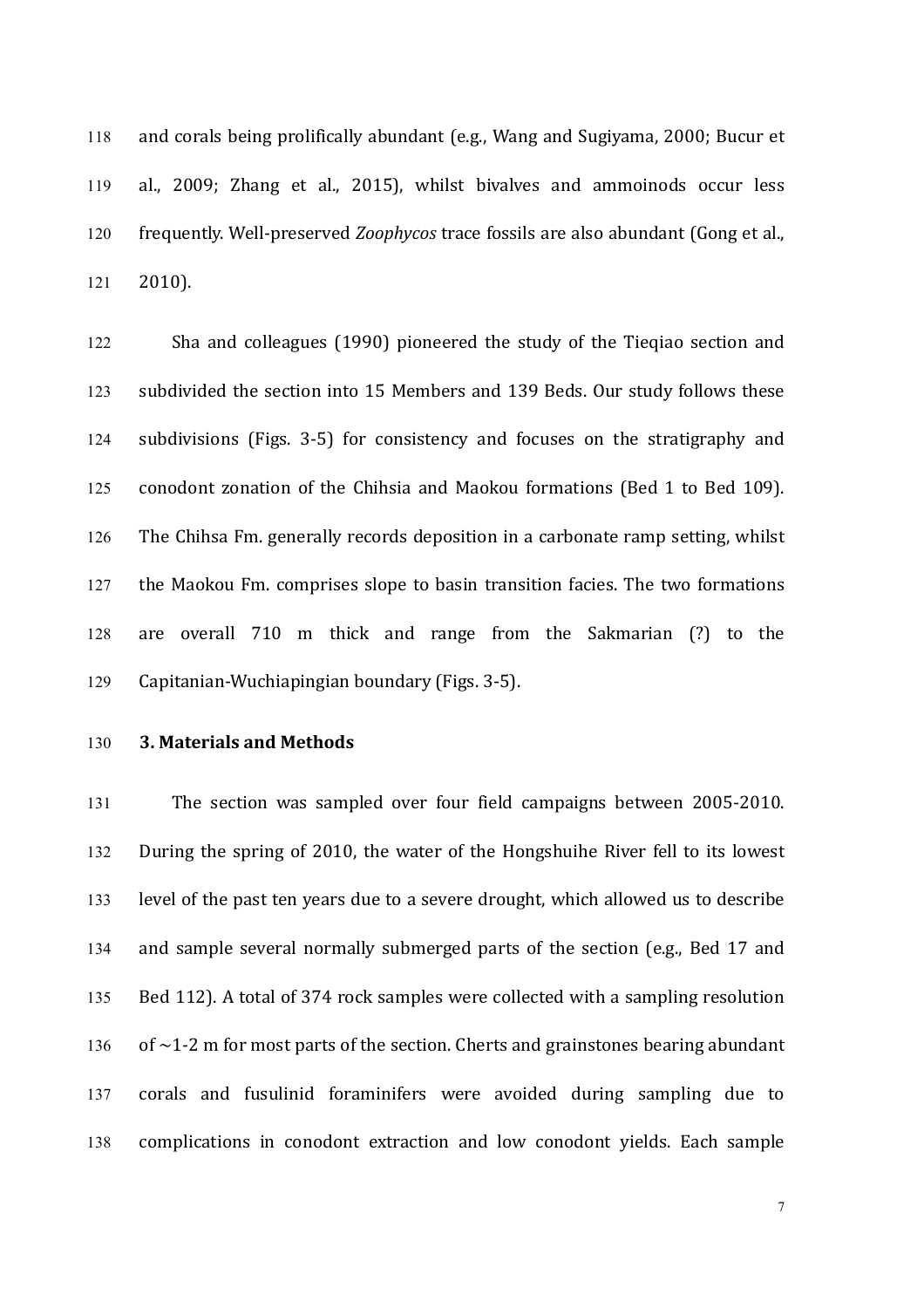and corals being prolifically abundant (e.g., Wang and Sugiyama, 2000; Bucur et al., 2009; Zhang et al., 2015), whilst bivalves and ammoinods occur less frequently. Well-preserved *Zoophycos* trace fossils are also abundant (Gong et al., 2010).

Sha and colleagues (1990) pioneered the study of the Tieqiao section and subdivided the section into 15 Members and 139 Beds. Our study follows these subdivisions (Figs. 3-5) for consistency and focuses on the stratigraphy and conodont zonation of the Chihsia and Maokou formations (Bed 1 to Bed 109). The Chihsa Fm. generally records deposition in a carbonate ramp setting, whilst the Maokou Fm. comprises slope to basin transition facies. The two formations are overall 710 m thick and range from the Sakmarian (?) to the Capitanian-Wuchiapingian boundary (Figs. 3-5).

## 3. Materials and Methods

The section was sampled over four field campaigns between 2005-2010. During the spring of 2010, the water of the Hongshuihe River fell to its lowest level of the past ten years due to a severe drought, which allowed us to describe and sample several normally submerged parts of the section (e.g., Bed 17 and Bed 112). A total of 374 rock samples were collected with a sampling resolution of ~1-2 m for most parts of the section. Cherts and grainstones bearing abundant corals and fusulinid foraminifers were avoided during sampling due to complications in conodont extraction and low conodont yields. Each sample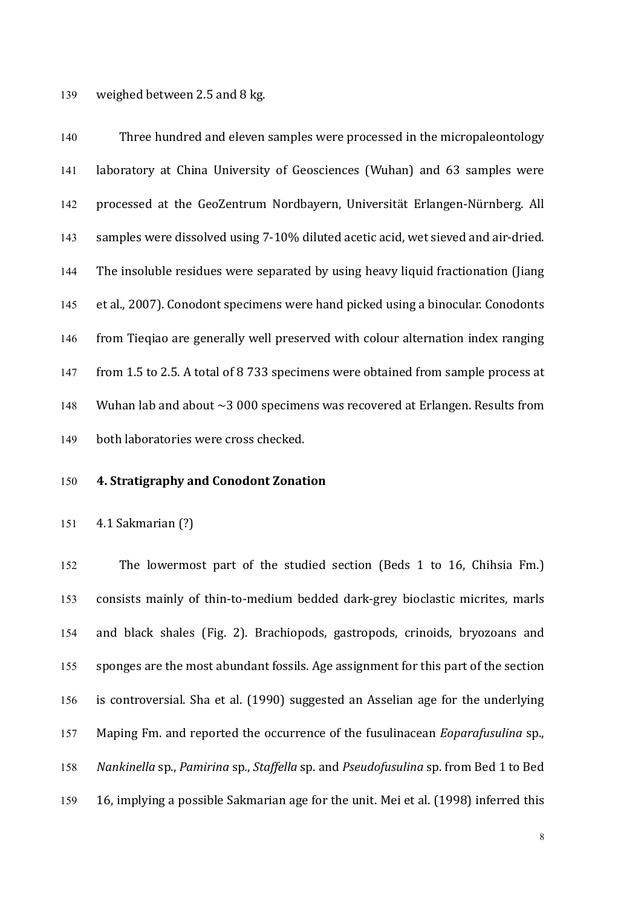weighed between 2.5 and 8 kg.

Three hundred and eleven samples were processed in the micropaleontology laboratory at China University of Geosciences (Wuhan) and 63 samples were processed at the GeoZentrum Nordbayern, Universität Erlangen-Nürnberg. All samples were dissolved using 7-10% diluted acetic acid, wet sieved and air-dried. The insoluble residues were separated by using heavy liquid fractionation (Jiang et al., 2007). Conodont specimens were hand picked using a binocular. Conodonts from Tieqiao are generally well preserved with colour alternation index ranging from 1.5 to 2.5. A total of 8 733 specimens were obtained from sample process at Wuhan lab and about ~3 000 specimens was recovered at Erlangen. Results from both laboratories were cross checked.

## 4. Stratigraphy and Conodont Zonation

### 4.1 Sakmarian (?)

The lowermost part of the studied section (Beds 1 to 16, Chihsia Fm.) consists mainly of thin-to-medium bedded dark-grey bioclastic micrites, marls and black shales (Fig. 2). Brachiopods, gastropods, crinoids, bryozoans and sponges are the most abundant fossils. Age assignment for this part of the section is controversial. Sha et al. (1990) suggested an Asselian age for the underlying Maping Fm. and reported the occurrence of the fusulinacean *Eoparafusulina* sp., *Nankinella* sp., *Pamirina* sp., *Staffella* sp. and *Pseudofusulina* sp. from Bed 1 to Bed 16, implying a possible Sakmarian age for the unit. Mei et al. (1998) inferred this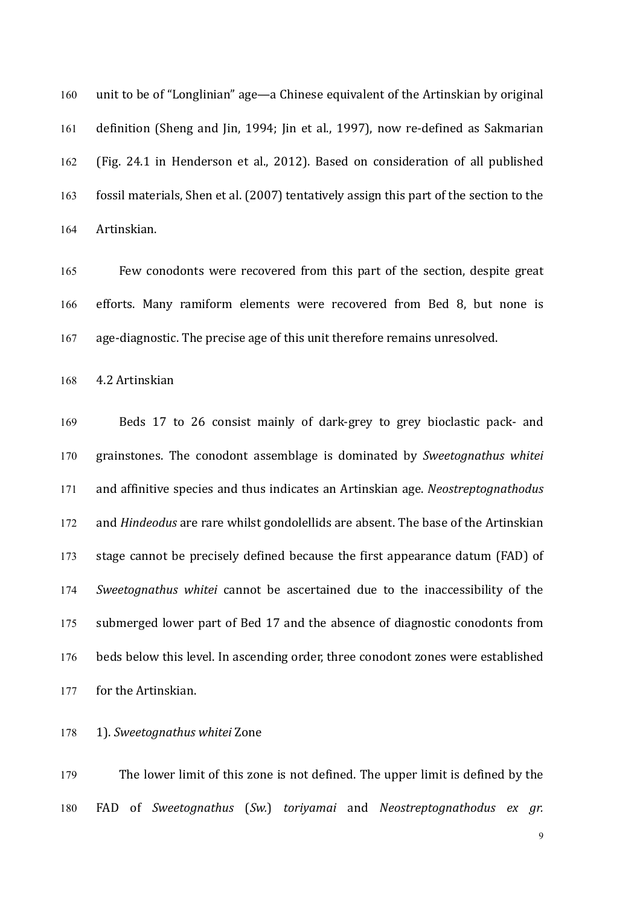unit to be of "Longlinian" age—a Chinese equivalent of the Artinskian by original definition (Sheng and Jin, 1994; Jin et al., 1997), now re-defined as Sakmarian (Fig. 24.1 in Henderson et al., 2012). Based on consideration of all published fossil materials, Shen et al. (2007) tentatively assign this part of the section to the Artinskian.

Few conodonts were recovered from this part of the section, despite great efforts. Many ramiform elements were recovered from Bed 8, but none is age-diagnostic. The precise age of this unit therefore remains unresolved.

### 4.2 Artinskian

Beds 17 to 26 consist mainly of dark-grey to grey bioclastic pack- and grainstones. The conodont assemblage is dominated by *Sweetognathus whitei* and affinitive species and thus indicates an Artinskian age. *Neostreptognathodus* and *Hindeodus* are rare whilst gondolellids are absent. The base of the Artinskian stage cannot be precisely defined because the first appearance datum (FAD) of *Sweetognathus whitei* cannot be ascertained due to the inaccessibility of the submerged lower part of Bed 17 and the absence of diagnostic conodonts from beds below this level. In ascending order, three conodont zones were established for the Artinskian.

1). *Sweetognathus whitei* Zone

The lower limit of this zone is not defined. The upper limit is defined by the FAD of *Sweetognathus* (*Sw.*) *toriyamai* and *Neostreptognathodus ex gr.*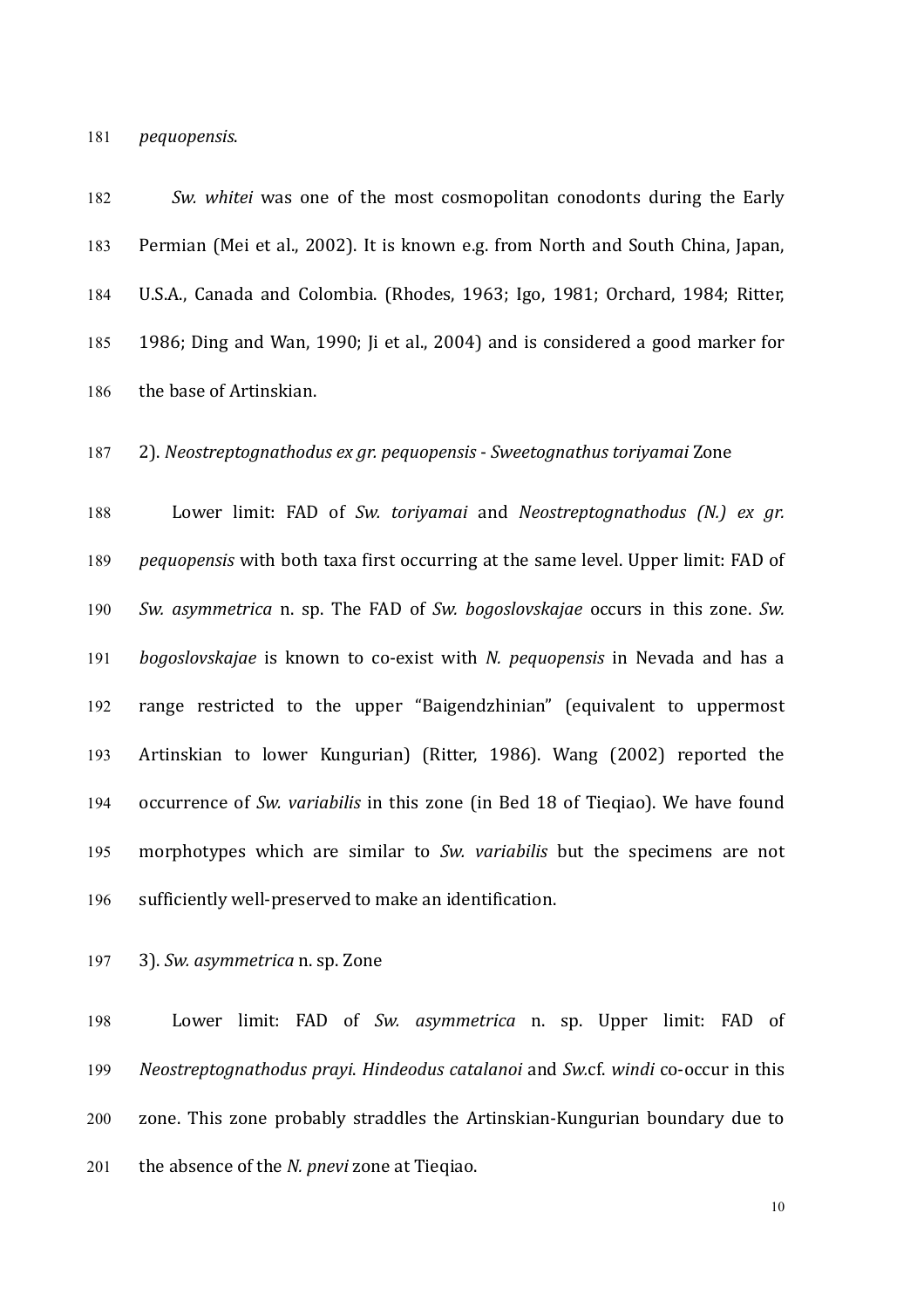*pequopensis*.

*Sw. whitei* was one of the most cosmopolitan conodonts during the Early Permian (Mei et al., 2002). It is known e.g. from North and South China, Japan, U.S.A., Canada and Colombia. (Rhodes, 1963; Igo, 1981; Orchard, 1984; Ritter, 1986; Ding and Wan, 1990; Ji et al., 2004) and is considered a good marker for the base of Artinskian.

2). *Neostreptognathodus ex gr. pequopensis* - *Sweetognathus toriyamai* Zone

Lower limit: FAD of *Sw. toriyamai* and *Neostreptognathodus (N.) ex gr. pequopensis* with both taxa first occurring at the same level. Upper limit: FAD of *Sw. asymmetrica* n. sp. The FAD of *Sw. bogoslovskajae* occurs in this zone. *Sw. bogoslovskajae* is known to co-exist with *N. pequopensis* in Nevada and has a range restricted to the upper "Baigendzhinian" (equivalent to uppermost Artinskian to lower Kungurian) (Ritter, 1986). Wang (2002) reported the occurrence of *Sw. variabilis* in this zone (in Bed 18 of Tieqiao). We have found morphotypes which are similar to *Sw. variabilis* but the specimens are not sufficiently well-preserved to make an identification.

3). *Sw. asymmetrica* n. sp. Zone

Lower limit: FAD of *Sw. asymmetrica* n. sp. Upper limit: FAD of *Neostreptognathodus prayi*. *Hindeodus catalanoi* and *Sw.*cf. *windi* co-occur in this zone. This zone probably straddles the Artinskian-Kungurian boundary due to the absence of the *N. pnevi* zone at Tieqiao.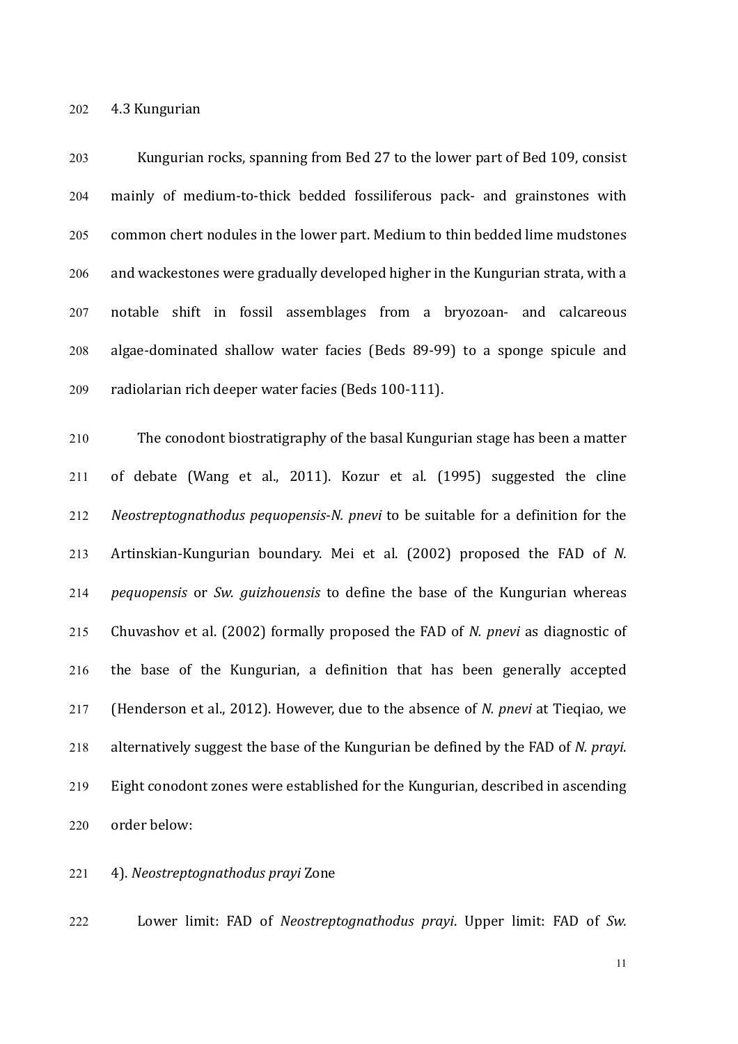## 4.3 Kungurian

Kungurian rocks, spanning from Bed 27 to the lower part of Bed 109, consist mainly of medium-to-thick bedded fossiliferous pack- and grainstones with common chert nodules in the lower part. Medium to thin bedded lime mudstones and wackestones were gradually developed higher in the Kungurian strata, with a notable shift in fossil assemblages from a bryozoan- and calcareous algae-dominated shallow water facies (Beds 89-99) to a sponge spicule and radiolarian rich deeper water facies (Beds 100-111).

The conodont biostratigraphy of the basal Kungurian stage has been a matter of debate (Wang et al., 2011). Kozur et al. (1995) suggested the cline *Neostreptognathodus pequopensis*-*N. pnevi* to be suitable for a definition for the Artinskian-Kungurian boundary. Mei et al. (2002) proposed the FAD of *N. pequopensis* or *Sw. guizhouensis* to define the base of the Kungurian whereas Chuvashov et al. (2002) formally proposed the FAD of *N. pnevi* as diagnostic of the base of the Kungurian, a definition that has been generally accepted (Henderson et al., 2012). However, due to the absence of *N. pnevi* at Tieqiao, we alternatively suggest the base of the Kungurian be defined by the FAD of *N. prayi*. Eight conodont zones were established for the Kungurian, described in ascending order below:

4). *Neostreptognathodus prayi* Zone

Lower limit: FAD of *Neostreptognathodus prayi*. Upper limit: FAD of *Sw.*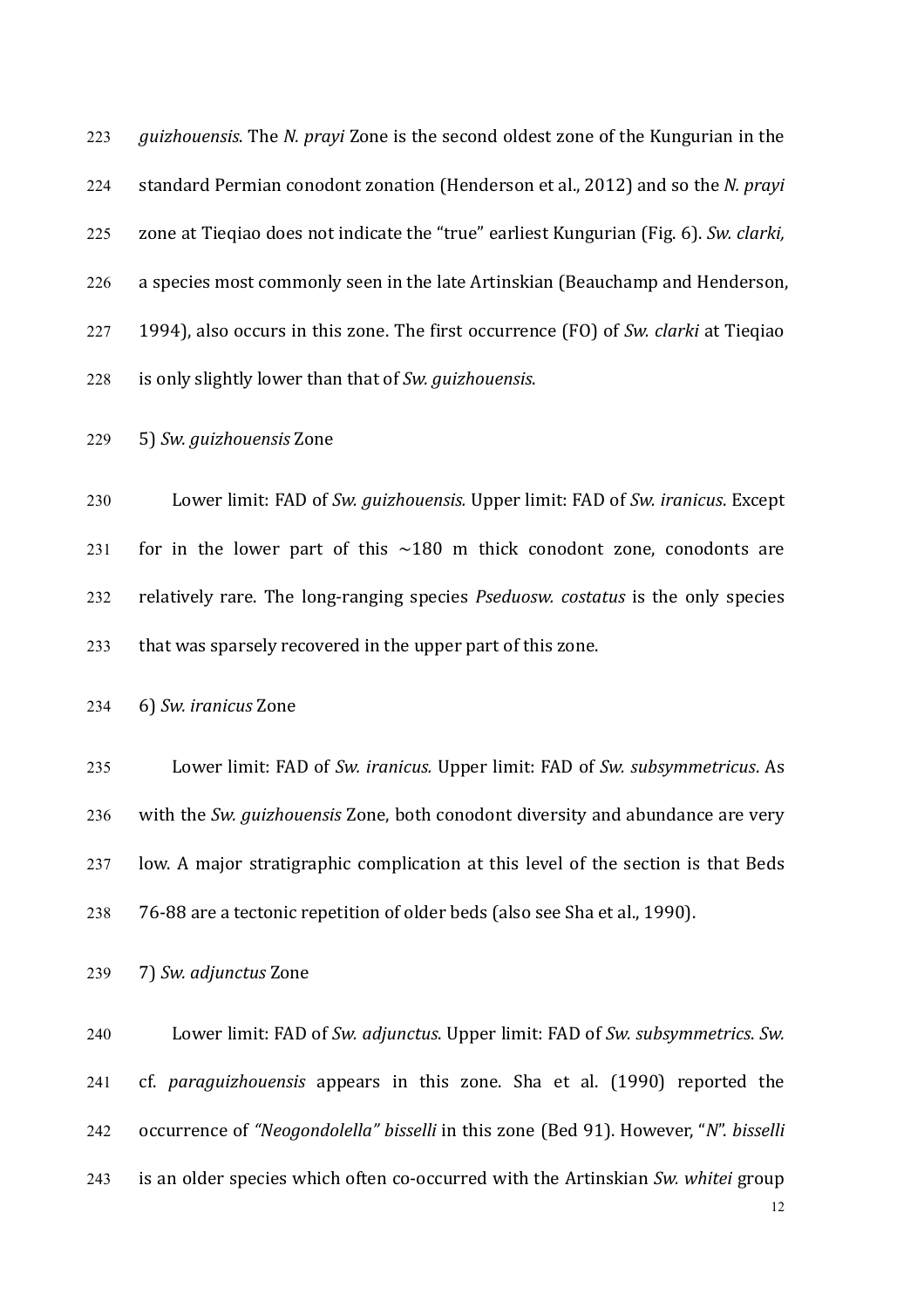*guizhouensis*. The *N. prayi* Zone is the second oldest zone of the Kungurian in the standard Permian conodont zonation (Henderson et al., 2012) and so the *N. prayi* zone at Tieqiao does not indicate the "true" earliest Kungurian (Fig. 6). *Sw. clarki,* a species most commonly seen in the late Artinskian (Beauchamp and Henderson, 1994), also occurs in this zone. The first occurrence (FO) of *Sw. clarki* at Tieqiao is only slightly lower than that of *Sw. guizhouensis*.

5) *Sw. guizhouensis* Zone

Lower limit: FAD of *Sw. guizhouensis.* Upper limit: FAD of *Sw. iranicus*. Except for in the lower part of this ~180 m thick conodont zone, conodonts are relatively rare. The long-ranging species *Pseduosw. costatus* is the only species that was sparsely recovered in the upper part of this zone.

6) *Sw. iranicus* Zone

Lower limit: FAD of *Sw. iranicus.* Upper limit: FAD of *Sw. subsymmetricus*. As with the *Sw. guizhouensis* Zone, both conodont diversity and abundance are very low. A major stratigraphic complication at this level of the section is that Beds 76-88 are a tectonic repetition of older beds (also see Sha et al., 1990).

7) *Sw. adjunctus* Zone

Lower limit: FAD of *Sw. adjunctus*. Upper limit: FAD of *Sw. subsymmetrics*. *Sw.* cf. *paraguizhouensis* appears in this zone. Sha et al. (1990) reported the occurrence of *"Neogondolella" bisselli* in this zone (Bed 91). However, "*N*". *bisselli* is an older species which often co-occurred with the Artinskian *Sw. whitei* group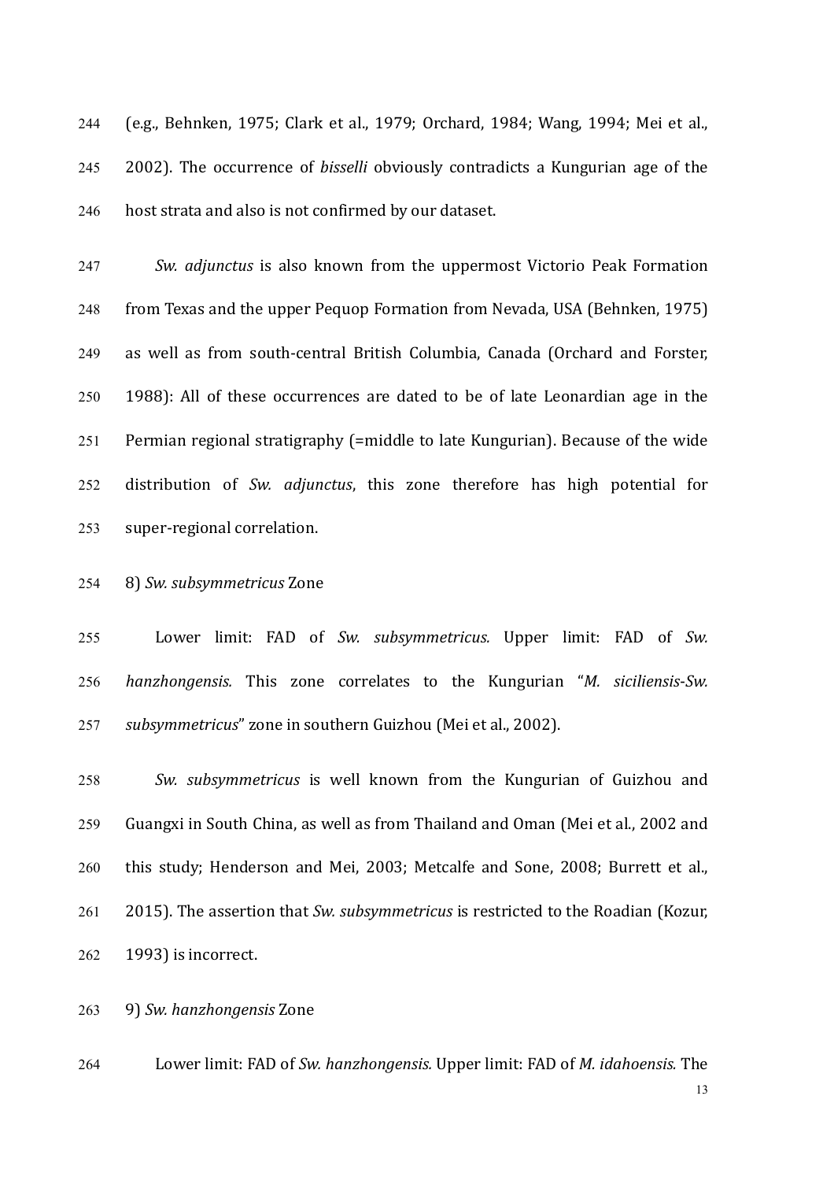(e.g., Behnken, 1975; Clark et al., 1979; Orchard, 1984; Wang, 1994; Mei et al., 2002). The occurrence of *bisselli* obviously contradicts a Kungurian age of the host strata and also is not confirmed by our dataset.

*Sw. adjunctus* is also known from the uppermost Victorio Peak Formation from Texas and the upper Pequop Formation from Nevada, USA (Behnken, 1975) as well as from south-central British Columbia, Canada (Orchard and Forster, 1988): All of these occurrences are dated to be of late Leonardian age in the Permian regional stratigraphy (=middle to late Kungurian). Because of the wide distribution of *Sw. adjunctus*, this zone therefore has high potential for super-regional correlation.

8) *Sw. subsymmetricus* Zone

Lower limit: FAD of *Sw. subsymmetricus.* Upper limit: FAD of *Sw. hanzhongensis.* This zone correlates to the Kungurian "*M. siciliensis-Sw. subsymmetricus*" zone in southern Guizhou (Mei et al., 2002).

*Sw. subsymmetricus* is well known from the Kungurian of Guizhou and Guangxi in South China, as well as from Thailand and Oman (Mei et al., 2002 and this study; Henderson and Mei, 2003; Metcalfe and Sone, 2008; Burrett et al., 2015). The assertion that *Sw. subsymmetricus* is restricted to the Roadian (Kozur, 1993) is incorrect.

9) *Sw. hanzhongensis* Zone

Lower limit: FAD of *Sw. hanzhongensis.* Upper limit: FAD of *M. idahoensis.* The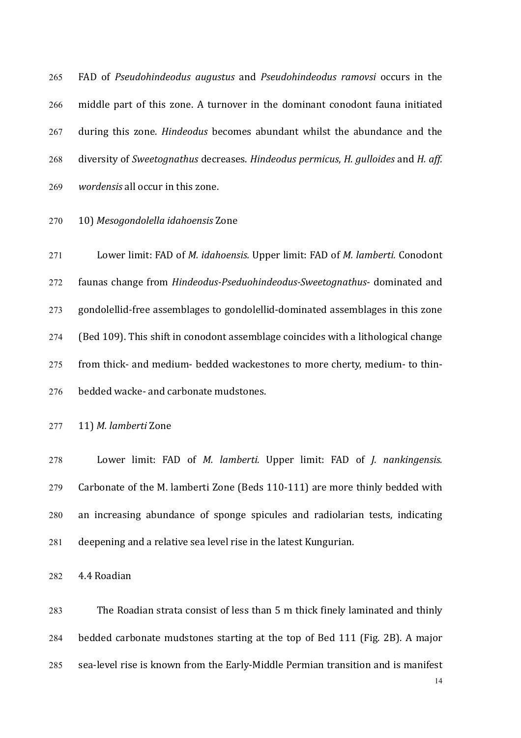FAD of *Pseudohindeodus augustus* and *Pseudohindeodus ramovsi* occurs in the middle part of this zone. A turnover in the dominant conodont fauna initiated during this zone. *Hindeodus* becomes abundant whilst the abundance and the diversity of *Sweetognathus* decreases. *Hindeodus permicus*, *H. gulloides* and *H. aff. wordensis* all occur in this zone.

10) *Mesogondolella idahoensis* Zone

Lower limit: FAD of *M. idahoensis.* Upper limit: FAD of *M. lamberti.* Conodont faunas change from *Hindeodus-Pseduohindeodus-Sweetognathus*- dominated and gondolellid-free assemblages to gondolellid-dominated assemblages in this zone (Bed 109). This shift in conodont assemblage coincides with a lithological change from thick- and medium- bedded wackestones to more cherty, medium- to thin-bedded wacke- and carbonate mudstones.

11) *M. lamberti* Zone

Lower limit: FAD of *M. lamberti.* Upper limit: FAD of *J. nankingensis.* Carbonate of the M. lamberti Zone (Beds 110-111) are more thinly bedded with an increasing abundance of sponge spicules and radiolarian tests, indicating deepening and a relative sea level rise in the latest Kungurian.

4.4 Roadian

The Roadian strata consist of less than 5 m thick finely laminated and thinly bedded carbonate mudstones starting at the top of Bed 111 (Fig. 2B). A major sea-level rise is known from the Early-Middle Permian transition and is manifest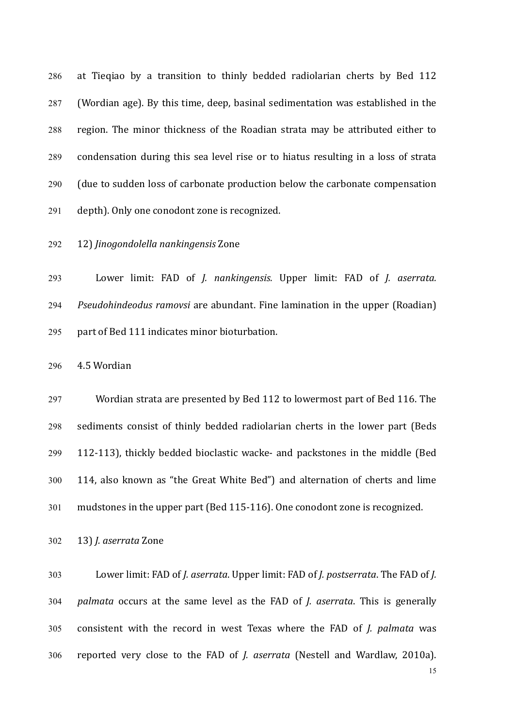at Tieqiao by a transition to thinly bedded radiolarian cherts by Bed 112 (Wordian age). By this time, deep, basinal sedimentation was established in the region. The minor thickness of the Roadian strata may be attributed either to condensation during this sea level rise or to hiatus resulting in a loss of strata (due to sudden loss of carbonate production below the carbonate compensation depth). Only one conodont zone is recognized.

12) *Jinogondolella nankingensis* Zone

Lower limit: FAD of *J. nankingensis.* Upper limit: FAD of *J. aserrata. Pseudohindeodus ramovsi* are abundant. Fine lamination in the upper (Roadian) part of Bed 111 indicates minor bioturbation.

4.5 Wordian

Wordian strata are presented by Bed 112 to lowermost part of Bed 116. The sediments consist of thinly bedded radiolarian cherts in the lower part (Beds 112-113), thickly bedded bioclastic wacke- and packstones in the middle (Bed 114, also known as "the Great White Bed") and alternation of cherts and lime mudstones in the upper part (Bed 115-116). One conodont zone is recognized.

13) *J. aserrata* Zone

Lower limit: FAD of *J. aserrata*. Upper limit: FAD of *J. postserrata*. The FAD of *J. palmata* occurs at the same level as the FAD of *J. aserrata*. This is generally consistent with the record in west Texas where the FAD of *J. palmata* was reported very close to the FAD of *J. aserrata* (Nestell and Wardlaw, 2010a).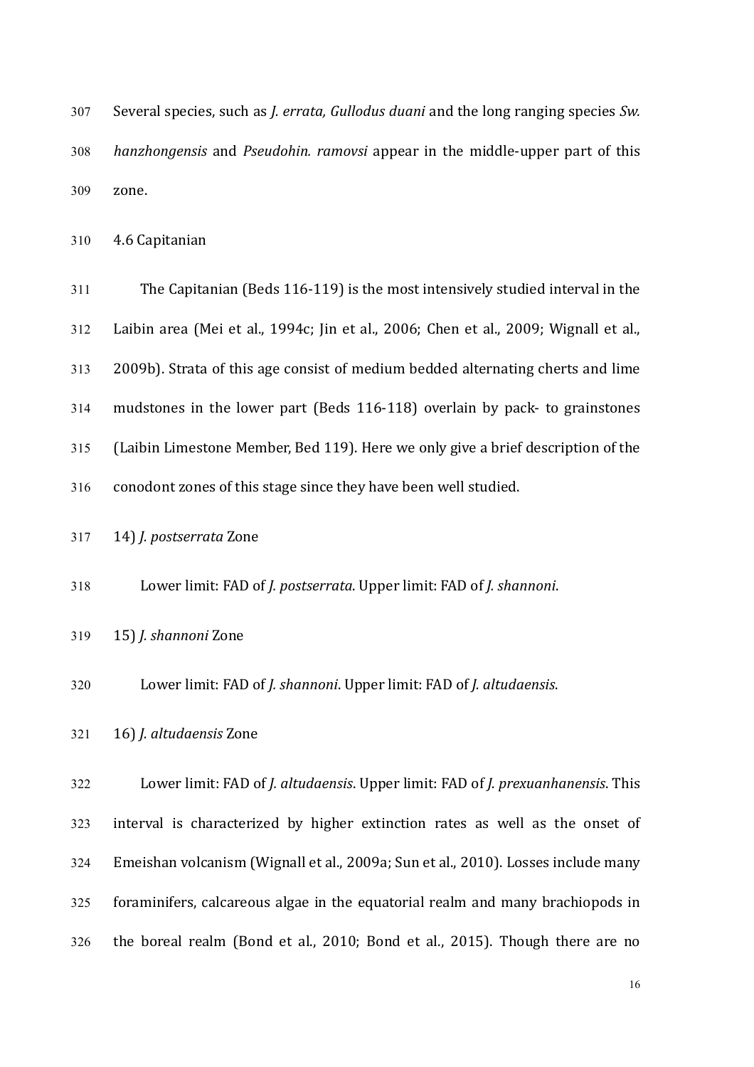Several species, such as *J. errata, Gullodus duani* and the long ranging species *Sw. hanzhongensis* and *Pseudohin. ramovsi* appear in the middle-upper part of this zone.

### 4.6 Capitanian

The Capitanian (Beds 116-119) is the most intensively studied interval in the Laibin area (Mei et al., 1994c; Jin et al., 2006; Chen et al., 2009; Wignall et al., 2009b). Strata of this age consist of medium bedded alternating cherts and lime mudstones in the lower part (Beds 116-118) overlain by pack- to grainstones (Laibin Limestone Member, Bed 119). Here we only give a brief description of the conodont zones of this stage since they have been well studied.

14) *J. postserrata* Zone

Lower limit: FAD of *J. postserrata*. Upper limit: FAD of *J. shannoni*.

15) *J. shannoni* Zone

Lower limit: FAD of *J. shannoni*. Upper limit: FAD of *J. altudaensis*.

16) *J. altudaensis* Zone

Lower limit: FAD of *J. altudaensis*. Upper limit: FAD of *J. prexuanhanensis*. This interval is characterized by higher extinction rates as well as the onset of Emeishan volcanism (Wignall et al., 2009a; Sun et al., 2010). Losses include many foraminifers, calcareous algae in the equatorial realm and many brachiopods in the boreal realm (Bond et al., 2010; Bond et al., 2015). Though there are no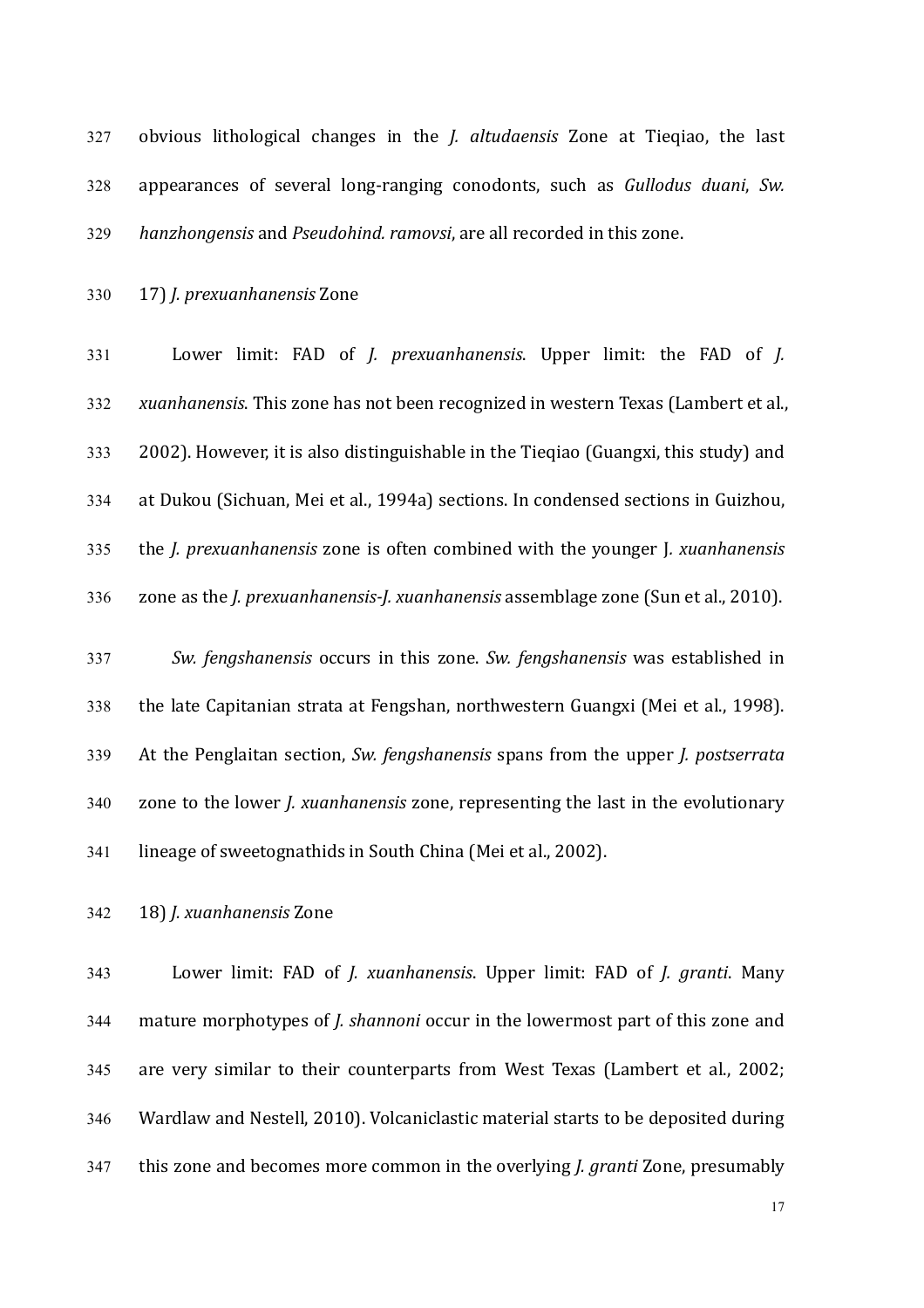obvious lithological changes in the *J. altudaensis* Zone at Tieqiao, the last appearances of several long-ranging conodonts, such as *Gullodus duani*, *Sw. hanzhongensis* and *Pseudohind. ramovsi*, are all recorded in this zone.

17) *J. prexuanhanensis* Zone

Lower limit: FAD of *J. prexuanhanensis*. Upper limit: the FAD of *J. xuanhanensis*. This zone has not been recognized in western Texas (Lambert et al., 2002). However, it is also distinguishable in the Tieqiao (Guangxi, this study) and at Dukou (Sichuan, Mei et al., 1994a) sections. In condensed sections in Guizhou, the *J. prexuanhanensis* zone is often combined with the younger J. *xuanhanensis* zone as the *J. prexuanhanensis-J. xuanhanensis* assemblage zone (Sun et al., 2010).

*Sw. fengshanensis* occurs in this zone. *Sw. fengshanensis* was established in the late Capitanian strata at Fengshan, northwestern Guangxi (Mei et al., 1998). At the Penglaitan section, *Sw. fengshanensis* spans from the upper *J. postserrata* zone to the lower *J. xuanhanensis* zone, representing the last in the evolutionary lineage of sweetognathids in South China (Mei et al., 2002).

18) *J. xuanhanensis* Zone

Lower limit: FAD of *J. xuanhanensis*. Upper limit: FAD of *J. granti*. Many mature morphotypes of *J. shannoni* occur in the lowermost part of this zone and are very similar to their counterparts from West Texas (Lambert et al., 2002; Wardlaw and Nestell, 2010). Volcaniclastic material starts to be deposited during this zone and becomes more common in the overlying *J. granti* Zone, presumably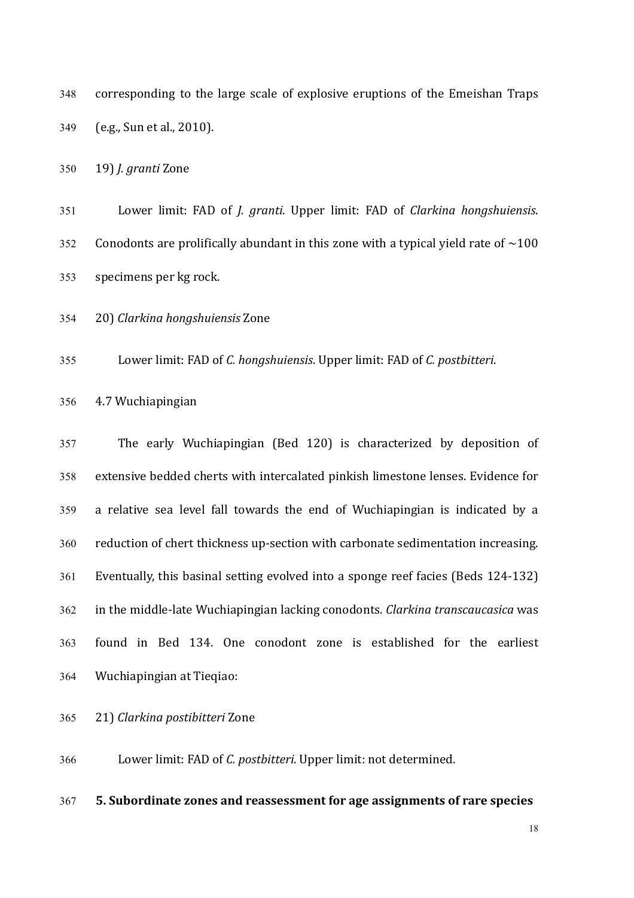corresponding to the large scale of explosive eruptions of the Emeishan Traps (e.g., Sun et al., 2010).

19) *J. granti* Zone

Lower limit: FAD of *J. granti*. Upper limit: FAD of *Clarkina hongshuiensis*. Conodonts are prolifically abundant in this zone with a typical yield rate of ~100 specimens per kg rock.

20) *Clarkina hongshuiensis* Zone

Lower limit: FAD of *C. hongshuiensis*. Upper limit: FAD of *C. postbitteri*.

4.7 Wuchiapingian

The early Wuchiapingian (Bed 120) is characterized by deposition of extensive bedded cherts with intercalated pinkish limestone lenses. Evidence for a relative sea level fall towards the end of Wuchiapingian is indicated by a reduction of chert thickness up-section with carbonate sedimentation increasing. Eventually, this basinal setting evolved into a sponge reef facies (Beds 124-132) in the middle-late Wuchiapingian lacking conodonts. *Clarkina transcaucasica* was found in Bed 134. One conodont zone is established for the earliest Wuchiapingian at Tieqiao:

21) *Clarkina postibitteri* Zone

Lower limit: FAD of *C. postbitteri*. Upper limit: not determined.

**5. Subordinate zones and reassessment for age assignments of rare species**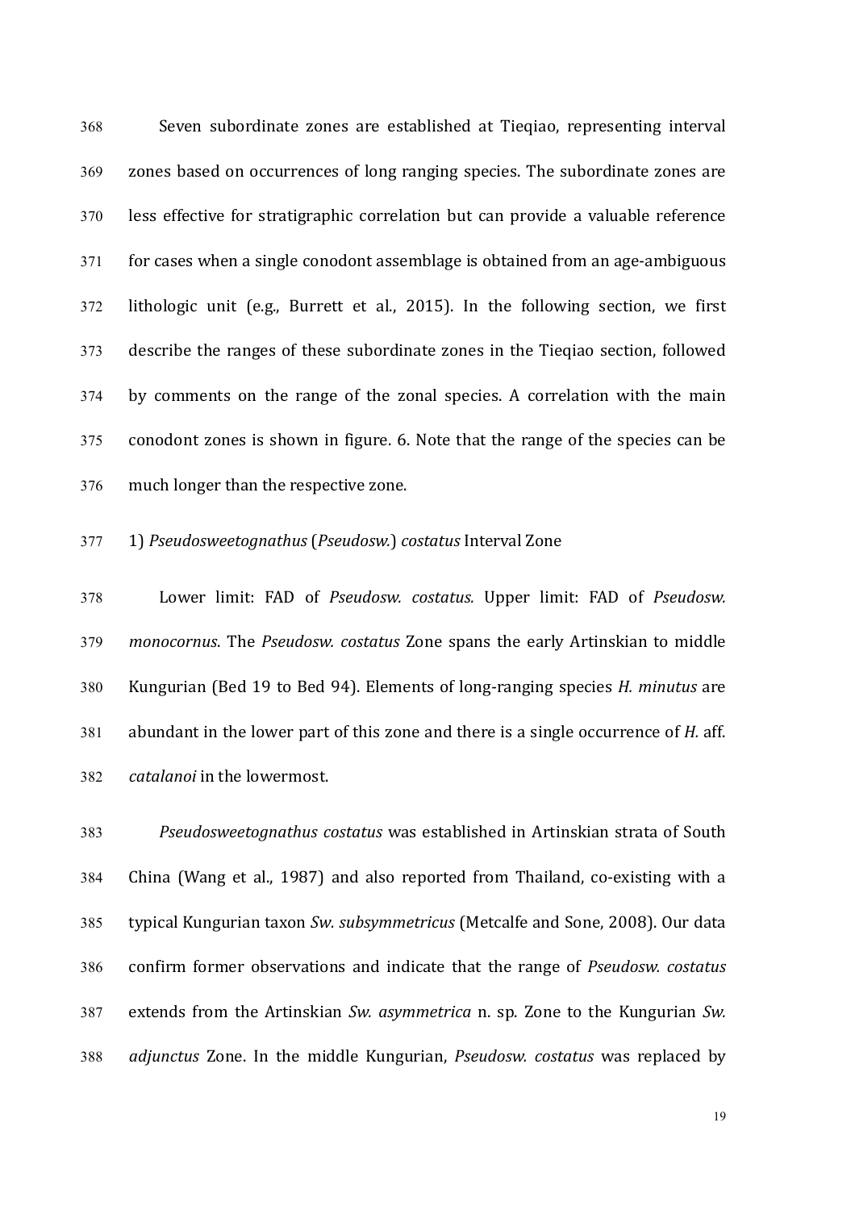Seven subordinate zones are established at Tieqiao, representing interval zones based on occurrences of long ranging species. The subordinate zones are less effective for stratigraphic correlation but can provide a valuable reference for cases when a single conodont assemblage is obtained from an age-ambiguous lithologic unit (e.g., Burrett et al., 2015). In the following section, we first describe the ranges of these subordinate zones in the Tieqiao section, followed by comments on the range of the zonal species. A correlation with the main conodont zones is shown in figure. 6. Note that the range of the species can be much longer than the respective zone.

1) *Pseudosweetognathus* (*Pseudosw.*) *costatus* Interval Zone

Lower limit: FAD of *Pseudosw. costatus.* Upper limit: FAD of *Pseudosw. monocornus*. The *Pseudosw. costatus* Zone spans the early Artinskian to middle Kungurian (Bed 19 to Bed 94). Elements of long-ranging species *H. minutus* are abundant in the lower part of this zone and there is a single occurrence of *H.* aff. *catalanoi* in the lowermost.

*Pseudosweetognathus costatus* was established in Artinskian strata of South China (Wang et al., 1987) and also reported from Thailand, co-existing with a typical Kungurian taxon *Sw. subsymmetricus* (Metcalfe and Sone, 2008). Our data confirm former observations and indicate that the range of *Pseudosw. costatus* extends from the Artinskian *Sw. asymmetrica* n. sp. Zone to the Kungurian *Sw. adjunctus* Zone. In the middle Kungurian, *Pseudosw. costatus* was replaced by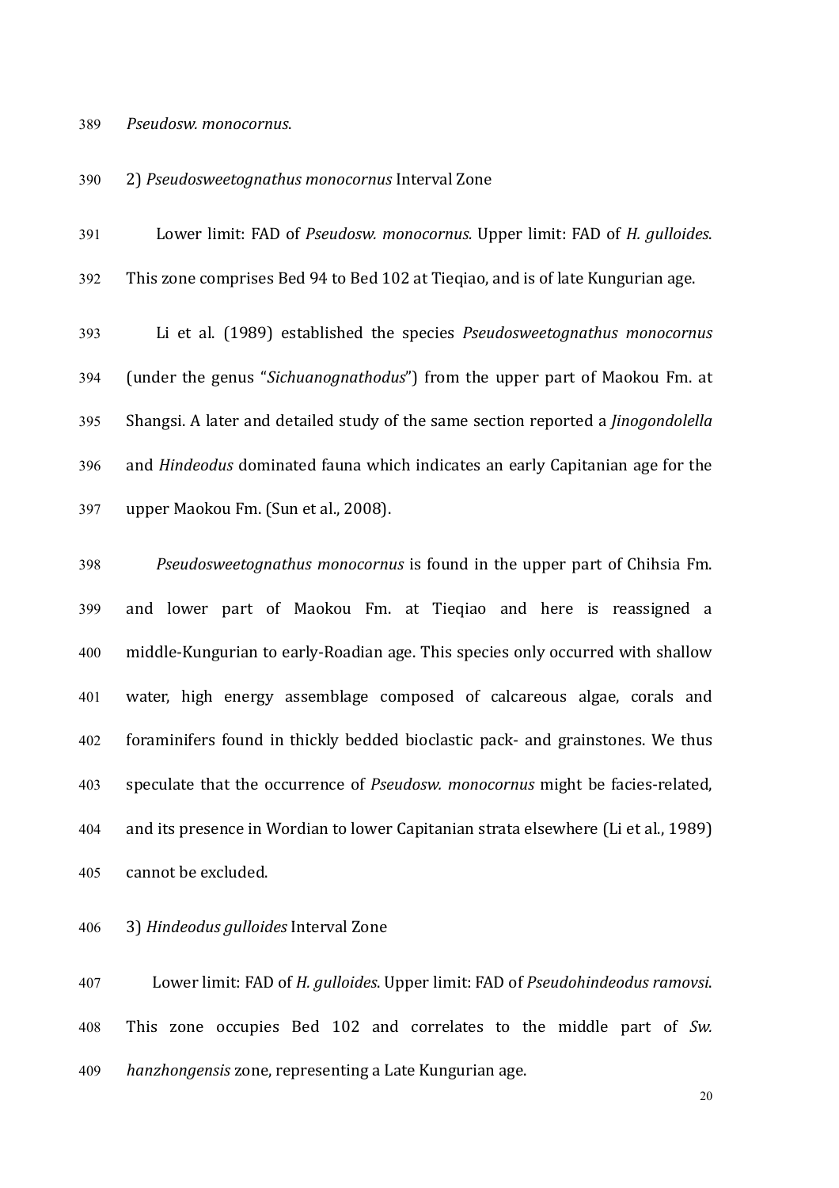*Pseudosw. monocornus*.

2) *Pseudosweetognathus monocornus* Interval Zone

Lower limit: FAD of *Pseudosw. monocornus*. Upper limit: FAD of *H. gulloides*. This zone comprises Bed 94 to Bed 102 at Tieqiao, and is of late Kungurian age.

Li et al. (1989) established the species *Pseudosweetognathus monocornus* (under the genus "*Sichuanognathodus*") from the upper part of Maokou Fm. at Shangsi. A later and detailed study of the same section reported a *Jinogondolella* and *Hindeodus* dominated fauna which indicates an early Capitanian age for the upper Maokou Fm. (Sun et al., 2008).

*Pseudosweetognathus monocornus* is found in the upper part of Chihsia Fm. and lower part of Maokou Fm. at Tieqiao and here is reassigned a middle-Kungurian to early-Roadian age. This species only occurred with shallow water, high energy assemblage composed of calcareous algae, corals and foraminifers found in thickly bedded bioclastic pack- and grainstones. We thus speculate that the occurrence of *Pseudosw. monocornus* might be facies-related, and its presence in Wordian to lower Capitanian strata elsewhere (Li et al., 1989) cannot be excluded.

3) *Hindeodus gulloides* Interval Zone

Lower limit: FAD of *H. gulloides*. Upper limit: FAD of *Pseudohindeodus ramovsi*. This zone occupies Bed 102 and correlates to the middle part of *Sw. hanzhongensis* zone, representing a Late Kungurian age.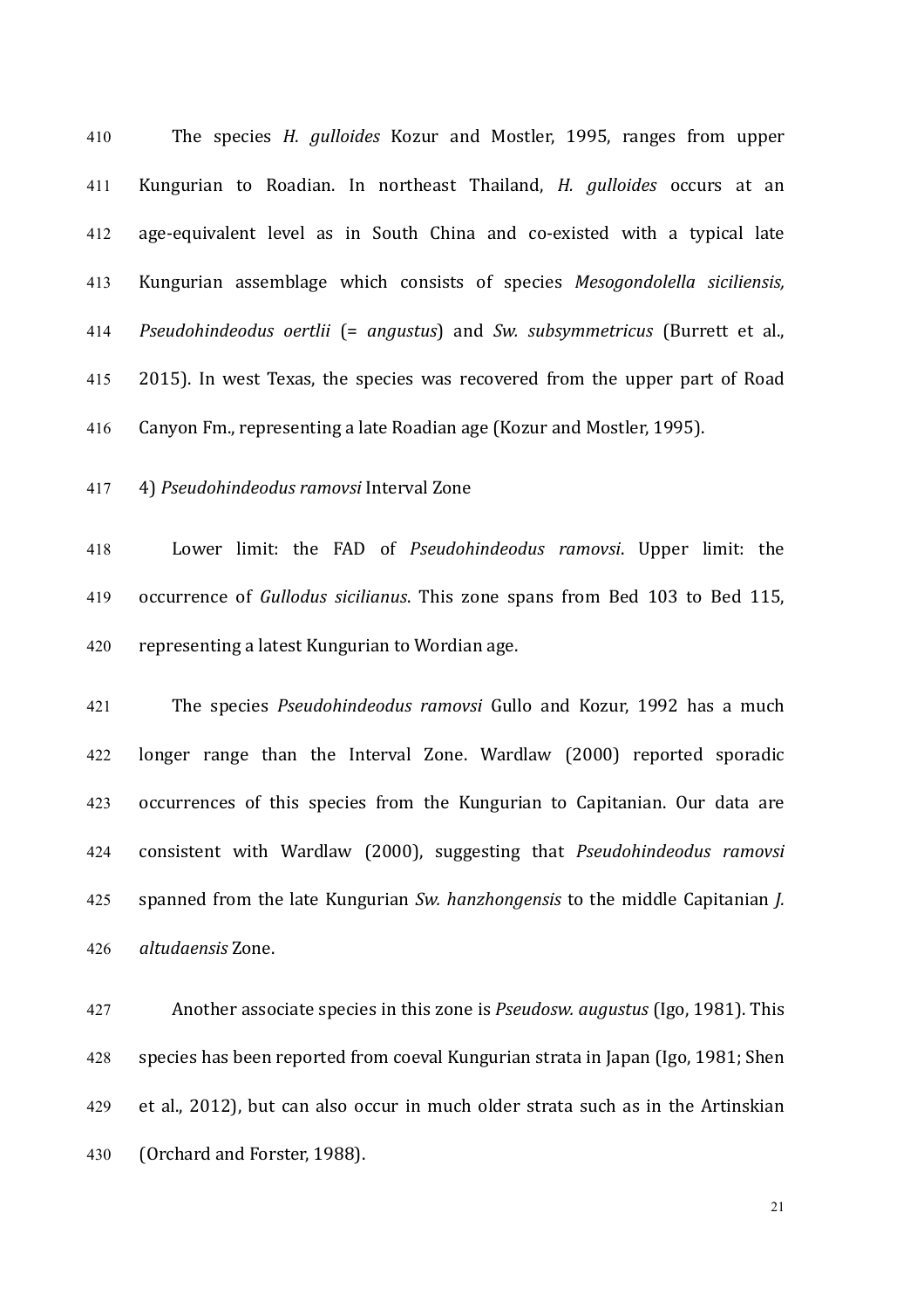The species *H. gulloides* Kozur and Mostler, 1995, ranges from upper Kungurian to Roadian. In northeast Thailand, *H. gulloides* occurs at an age-equivalent level as in South China and co-existed with a typical late Kungurian assemblage which consists of species *Mesogondolella siciliensis, Pseudohindeodus oertlii* (= *angustus*) and *Sw. subsymmetricus* (Burrett et al., 2015). In west Texas, the species was recovered from the upper part of Road Canyon Fm., representing a late Roadian age (Kozur and Mostler, 1995).

4) *Pseudohindeodus ramovsi* Interval Zone

Lower limit: the FAD of *Pseudohindeodus ramovsi*. Upper limit: the occurrence of *Gullodus sicilianus*. This zone spans from Bed 103 to Bed 115, representing a latest Kungurian to Wordian age.

The species *Pseudohindeodus ramovsi* Gullo and Kozur, 1992 has a much longer range than the Interval Zone. Wardlaw (2000) reported sporadic occurrences of this species from the Kungurian to Capitanian. Our data are consistent with Wardlaw (2000), suggesting that *Pseudohindeodus ramovsi* spanned from the late Kungurian *Sw. hanzhongensis* to the middle Capitanian *J. altudaensis* Zone.

Another associate species in this zone is *Pseudosw. augustus* (Igo, 1981). This species has been reported from coeval Kungurian strata in Japan (Igo, 1981; Shen et al., 2012), but can also occur in much older strata such as in the Artinskian (Orchard and Forster, 1988).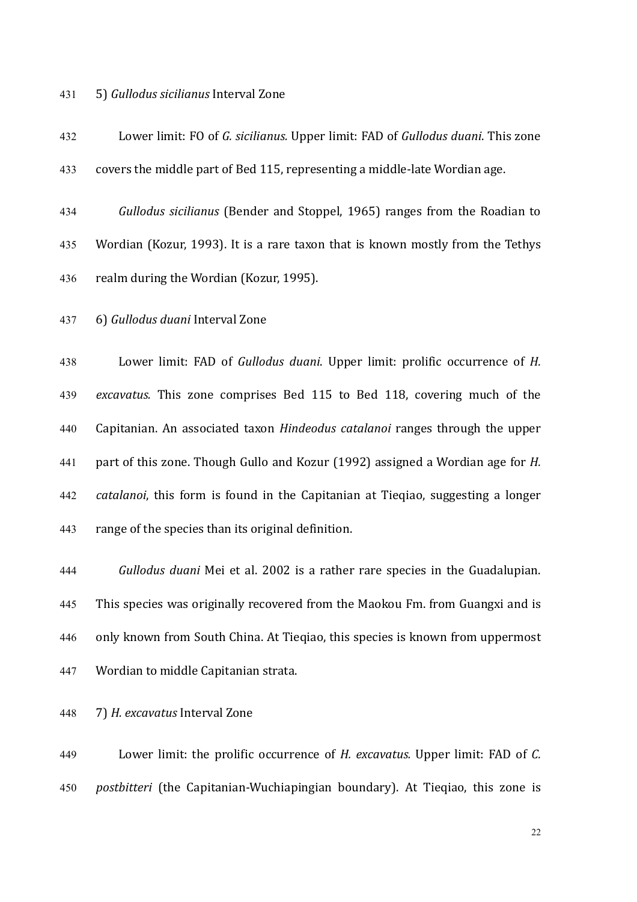5) *Gullodus sicilianus* Interval Zone

Lower limit: FO of *G. sicilianus.* Upper limit: FAD of *Gullodus duani*. This zone covers the middle part of Bed 115, representing a middle-late Wordian age.

*Gullodus sicilianus* (Bender and Stoppel, 1965) ranges from the Roadian to Wordian (Kozur, 1993). It is a rare taxon that is known mostly from the Tethys realm during the Wordian (Kozur, 1995).

6) *Gullodus duani* Interval Zone

Lower limit: FAD of *Gullodus duani*. Upper limit: prolific occurrence of *H. excavatus.* This zone comprises Bed 115 to Bed 118, covering much of the Capitanian. An associated taxon *Hindeodus catalanoi* ranges through the upper part of this zone. Though Gullo and Kozur (1992) assigned a Wordian age for *H. catalanoi*, this form is found in the Capitanian at Tieqiao, suggesting a longer range of the species than its original definition.

*Gullodus duani* Mei et al. 2002 is a rather rare species in the Guadalupian. This species was originally recovered from the Maokou Fm. from Guangxi and is only known from South China. At Tieqiao, this species is known from uppermost Wordian to middle Capitanian strata.

7) *H. excavatus* Interval Zone

Lower limit: the prolific occurrence of *H. excavatus.* Upper limit: FAD of *C. postbitteri* (the Capitanian-Wuchiapingian boundary). At Tieqiao, this zone is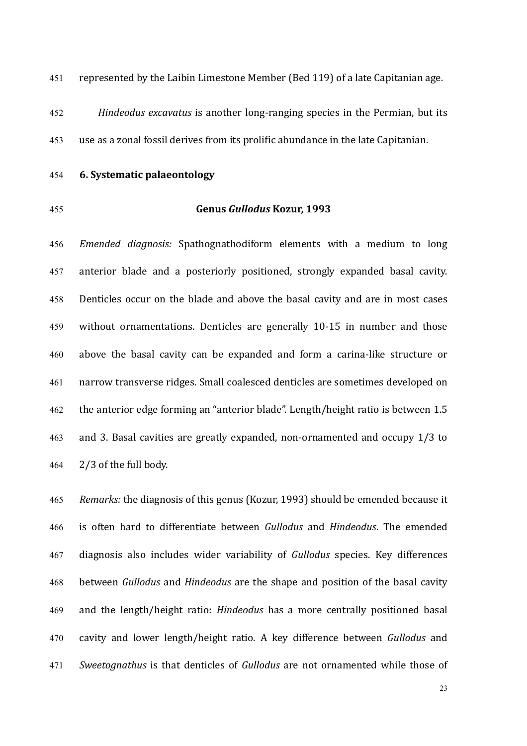represented by the Laibin Limestone Member (Bed 119) of a late Capitanian age.

*Hindeodus excavatus* is another long-ranging species in the Permian, but its use as a zonal fossil derives from its prolific abundance in the late Capitanian.

## 6. Systematic palaeontology

### Genus *Gullodus* Kozur, 1993

*Emended diagnosis:* Spathognathodiform elements with a medium to long anterior blade and a posteriorly positioned, strongly expanded basal cavity. Denticles occur on the blade and above the basal cavity and are in most cases without ornamentations. Denticles are generally 10-15 in number and those above the basal cavity can be expanded and form a carina-like structure or narrow transverse ridges. Small coalesced denticles are sometimes developed on the anterior edge forming an "anterior blade". Length/height ratio is between 1.5 and 3. Basal cavities are greatly expanded, non-ornamented and occupy 1/3 to 2/3 of the full body.

*Remarks:* the diagnosis of this genus (Kozur, 1993) should be emended because it is often hard to differentiate between *Gullodus* and *Hindeodus*. The emended diagnosis also includes wider variability of *Gullodus* species. Key differences between *Gullodus* and *Hindeodus* are the shape and position of the basal cavity and the length/height ratio: *Hindeodus* has a more centrally positioned basal cavity and lower length/height ratio. A key difference between *Gullodus* and *Sweetognathus* is that denticles of *Gullodus* are not ornamented while those of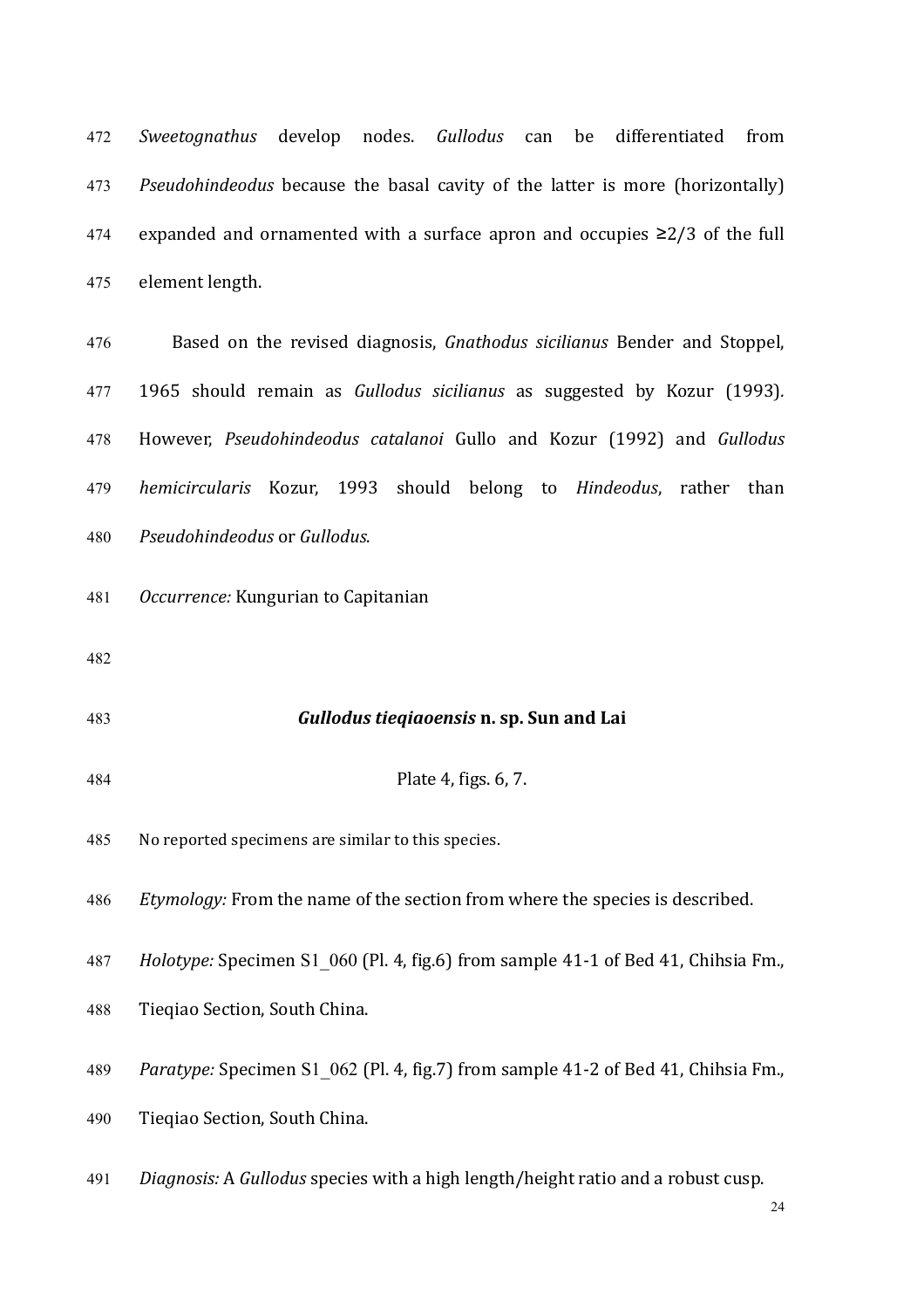*Sweetognathus* develop nodes. *Gullodus* can be differentiated from *Pseudohindeodus* because the basal cavity of the latter is more (horizontally) expanded and ornamented with a surface apron and occupies ≥2/3 of the full element length.

Based on the revised diagnosis, *Gnathodus sicilianus* Bender and Stoppel, 1965 should remain as *Gullodus sicilianus* as suggested by Kozur (1993). However, *Pseudohindeodus catalanoi* Gullo and Kozur (1992) and *Gullodus hemicircularis* Kozur, 1993 should belong to *Hindeodus*, rather than *Pseudohindeodus* or *Gullodus*.

*Occurrence:* Kungurian to Capitanian

### *Gullodus tieqiaoensis* n. sp. Sun and Lai

Plate 4, figs. 6, 7.

No reported specimens are similar to this species.

*Etymology:* From the name of the section from where the species is described.

*Holotype:* Specimen S1_060 (Pl. 4, fig.6) from sample 41-1 of Bed 41, Chihsia Fm., Tieqiao Section, South China.

*Paratype:* Specimen S1_062 (Pl. 4, fig.7) from sample 41-2 of Bed 41, Chihsia Fm., Tieqiao Section, South China.

*Diagnosis:* A *Gullodus* species with a high length/height ratio and a robust cusp.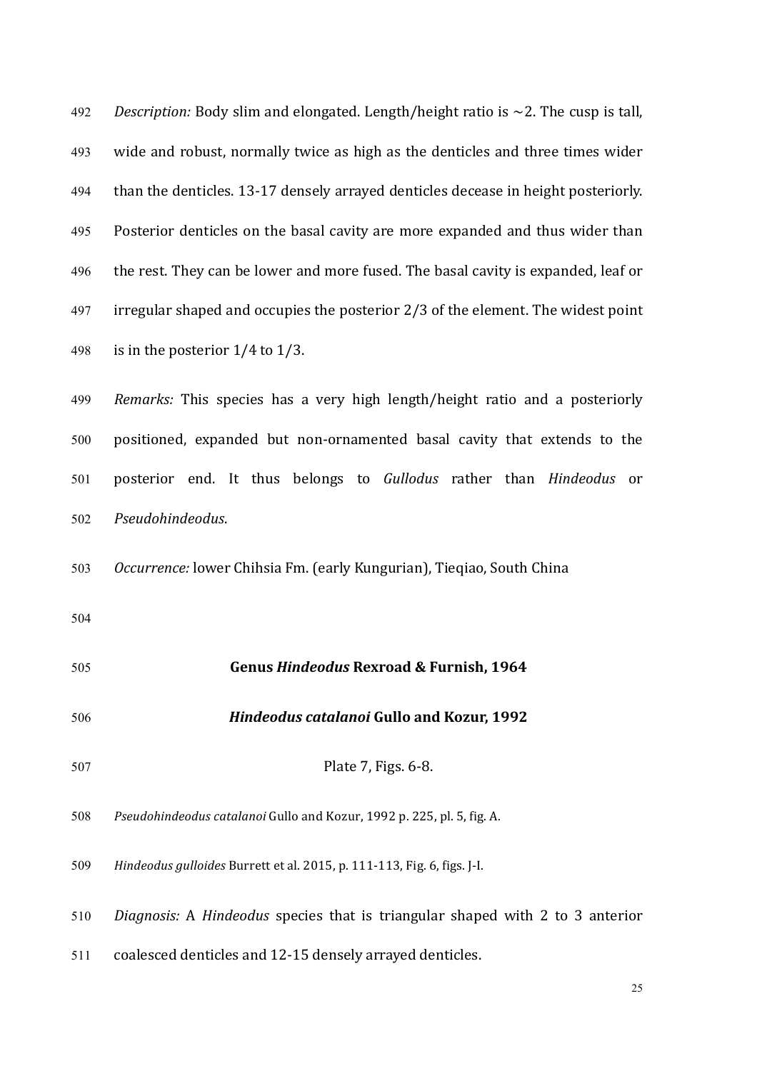*Description:* Body slim and elongated. Length/height ratio is ~2. The cusp is tall, wide and robust, normally twice as high as the denticles and three times wider than the denticles. 13-17 densely arrayed denticles decease in height posteriorly. Posterior denticles on the basal cavity are more expanded and thus wider than the rest. They can be lower and more fused. The basal cavity is expanded, leaf or irregular shaped and occupies the posterior 2/3 of the element. The widest point is in the posterior 1/4 to 1/3.

*Remarks:* This species has a very high length/height ratio and a posteriorly positioned, expanded but non-ornamented basal cavity that extends to the posterior end. It thus belongs to *Gullodus* rather than *Hindeodus* or *Pseudohindeodus*.

*Occurrence:* lower Chihsia Fm. (early Kungurian), Tieqiao, South China

**Genus *Hindeodus* Rexroad & Furnish, 1964**

***Hindeodus catalanoi* Gullo and Kozur, 1992**

Plate 7, Figs. 6-8.

*Pseudohindeodus catalanoi* Gullo and Kozur, 1992 p. 225, pl. 5, fig. A.

*Hindeodus gulloides* Burrett et al. 2015, p. 111-113, Fig. 6, figs. J-I.

*Diagnosis:* A *Hindeodus* species that is triangular shaped with 2 to 3 anterior coalesced denticles and 12-15 densely arrayed denticles.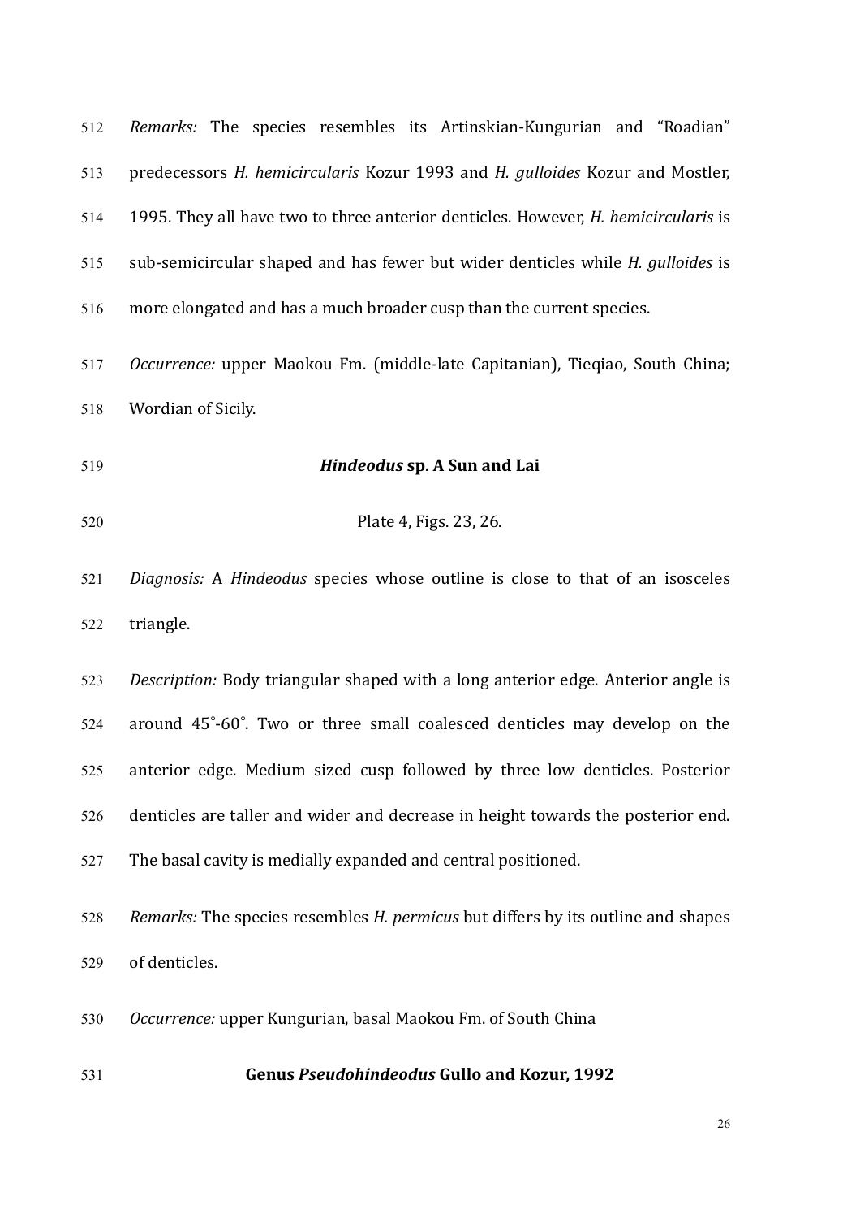*Remarks:* The species resembles its Artinskian-Kungurian and "Roadian" predecessors *H. hemicircularis* Kozur 1993 and *H. gulloides* Kozur and Mostler, 1995. They all have two to three anterior denticles. However, *H. hemicircularis* is sub-semicircular shaped and has fewer but wider denticles while *H. gulloides* is more elongated and has a much broader cusp than the current species.

*Occurrence:* upper Maokou Fm. (middle-late Capitanian), Tieqiao, South China; Wordian of Sicily.

### ***Hindeodus* sp. A Sun and Lai**

Plate 4, Figs. 23, 26.

*Diagnosis:* A *Hindeodus* species whose outline is close to that of an isosceles triangle.

*Description:* Body triangular shaped with a long anterior edge. Anterior angle is around 45°-60°. Two or three small coalesced denticles may develop on the anterior edge. Medium sized cusp followed by three low denticles. Posterior denticles are taller and wider and decrease in height towards the posterior end. The basal cavity is medially expanded and central positioned.

*Remarks:* The species resembles *H. permicus* but differs by its outline and shapes of denticles.

*Occurrence:* upper Kungurian, basal Maokou Fm. of South China

### **Genus *Pseudohindeodus* Gullo and Kozur, 1992**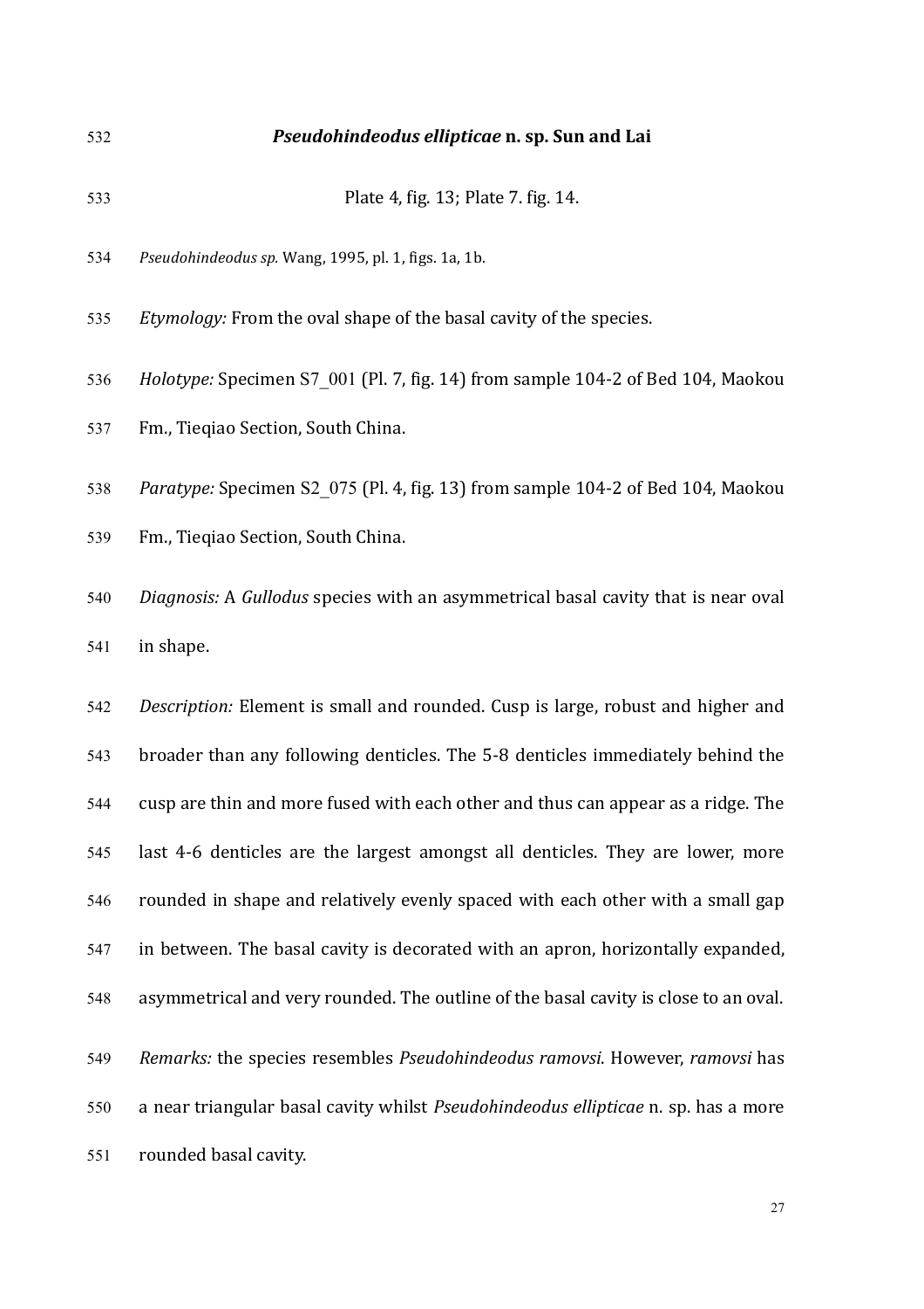**_Pseudohindeodus ellipticae_ n. sp. Sun and Lai**

Plate 4, fig. 13; Plate 7. fig. 14.

*Pseudohindeodus sp.* Wang, 1995, pl. 1, figs. 1a, 1b.

*Etymology:* From the oval shape of the basal cavity of the species.

*Holotype:* Specimen S7_001 (Pl. 7, fig. 14) from sample 104-2 of Bed 104, Maokou Fm., Tieqiao Section, South China.

*Paratype:* Specimen S2_075 (Pl. 4, fig. 13) from sample 104-2 of Bed 104, Maokou Fm., Tieqiao Section, South China.

*Diagnosis:* A *Gullodus* species with an asymmetrical basal cavity that is near oval in shape.

*Description:* Element is small and rounded. Cusp is large, robust and higher and broader than any following denticles. The 5-8 denticles immediately behind the cusp are thin and more fused with each other and thus can appear as a ridge. The last 4-6 denticles are the largest amongst all denticles. They are lower, more rounded in shape and relatively evenly spaced with each other with a small gap in between. The basal cavity is decorated with an apron, horizontally expanded, asymmetrical and very rounded. The outline of the basal cavity is close to an oval.

*Remarks:* the species resembles *Pseudohindeodus ramovsi*. However, *ramovsi* has a near triangular basal cavity whilst *Pseudohindeodus ellipticae* n. sp. has a more rounded basal cavity.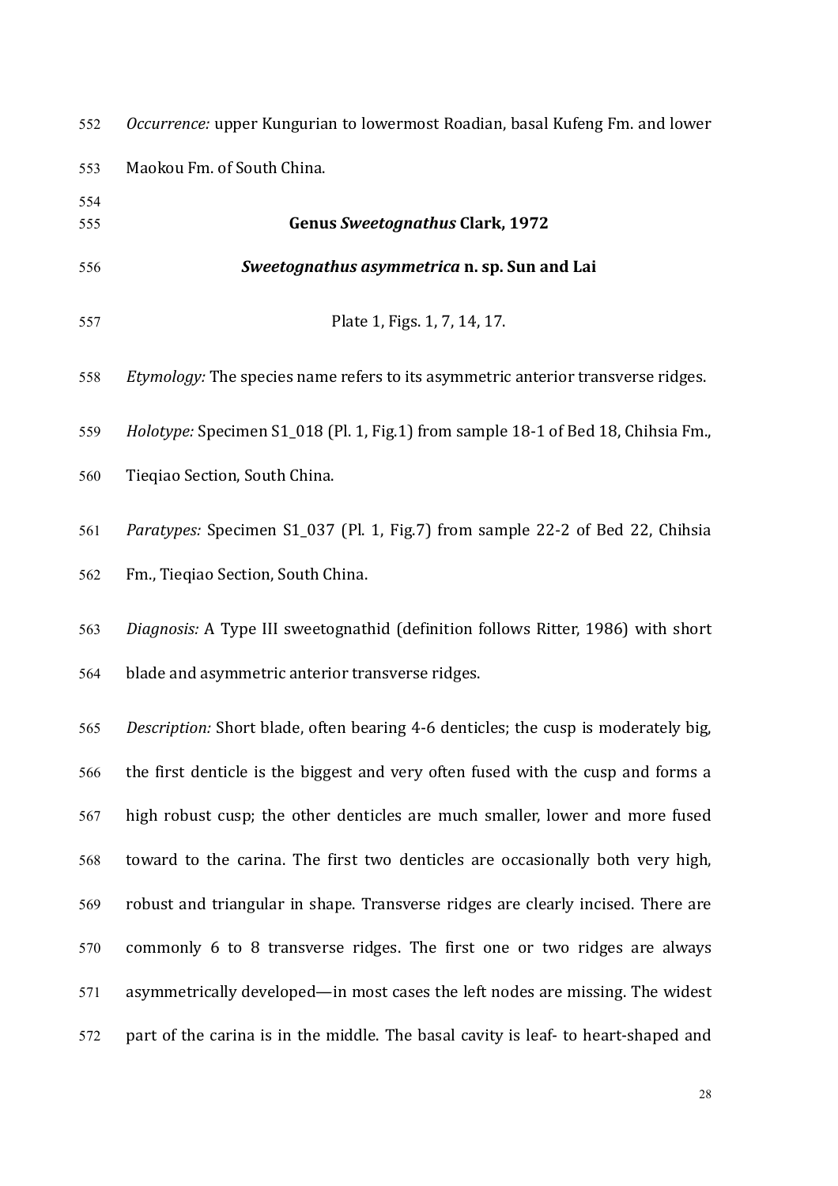*Occurrence:* upper Kungurian to lowermost Roadian, basal Kufeng Fm. and lower Maokou Fm. of South China.

**Genus *Sweetognathus* Clark, 1972**

***Sweetognathus asymmetrica* n. sp. Sun and Lai**

Plate 1, Figs. 1, 7, 14, 17.

*Etymology:* The species name refers to its asymmetric anterior transverse ridges.

*Holotype:* Specimen S1_018 (Pl. 1, Fig.1) from sample 18-1 of Bed 18, Chihsia Fm., Tieqiao Section, South China.

*Paratypes:* Specimen S1_037 (Pl. 1, Fig.7) from sample 22-2 of Bed 22, Chihsia Fm., Tieqiao Section, South China.

*Diagnosis:* A Type III sweetognathid (definition follows Ritter, 1986) with short blade and asymmetric anterior transverse ridges.

*Description:* Short blade, often bearing 4-6 denticles; the cusp is moderately big, the first denticle is the biggest and very often fused with the cusp and forms a high robust cusp; the other denticles are much smaller, lower and more fused toward to the carina. The first two denticles are occasionally both very high, robust and triangular in shape. Transverse ridges are clearly incised. There are commonly 6 to 8 transverse ridges. The first one or two ridges are always asymmetrically developed—in most cases the left nodes are missing. The widest part of the carina is in the middle. The basal cavity is leaf- to heart-shaped and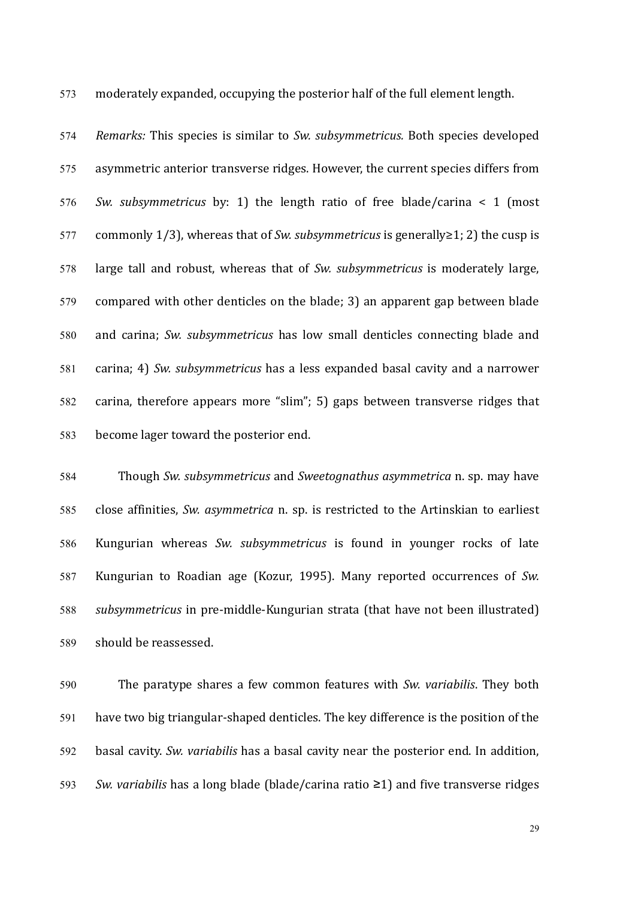moderately expanded, occupying the posterior half of the full element length.

*Remarks:* This species is similar to *Sw. subsymmetricus.* Both species developed asymmetric anterior transverse ridges. However, the current species differs from *Sw. subsymmetricus* by: 1) the length ratio of free blade/carina < 1 (most commonly 1/3), whereas that of *Sw. subsymmetricus* is generally≥1; 2) the cusp is large tall and robust, whereas that of *Sw. subsymmetricus* is moderately large, compared with other denticles on the blade; 3) an apparent gap between blade and carina; *Sw. subsymmetricus* has low small denticles connecting blade and carina; 4) *Sw. subsymmetricus* has a less expanded basal cavity and a narrower carina, therefore appears more "slim"; 5) gaps between transverse ridges that become lager toward the posterior end.

Though *Sw. subsymmetricus* and *Sweetognathus asymmetrica* n. sp. may have close affinities, *Sw. asymmetrica* n. sp. is restricted to the Artinskian to earliest Kungurian whereas *Sw. subsymmetricus* is found in younger rocks of late Kungurian to Roadian age (Kozur, 1995). Many reported occurrences of *Sw. subsymmetricus* in pre-middle-Kungurian strata (that have not been illustrated) should be reassessed.

The paratype shares a few common features with *Sw. variabilis*. They both have two big triangular-shaped denticles. The key difference is the position of the basal cavity. *Sw. variabilis* has a basal cavity near the posterior end. In addition, *Sw. variabilis* has a long blade (blade/carina ratio ≥1) and five transverse ridges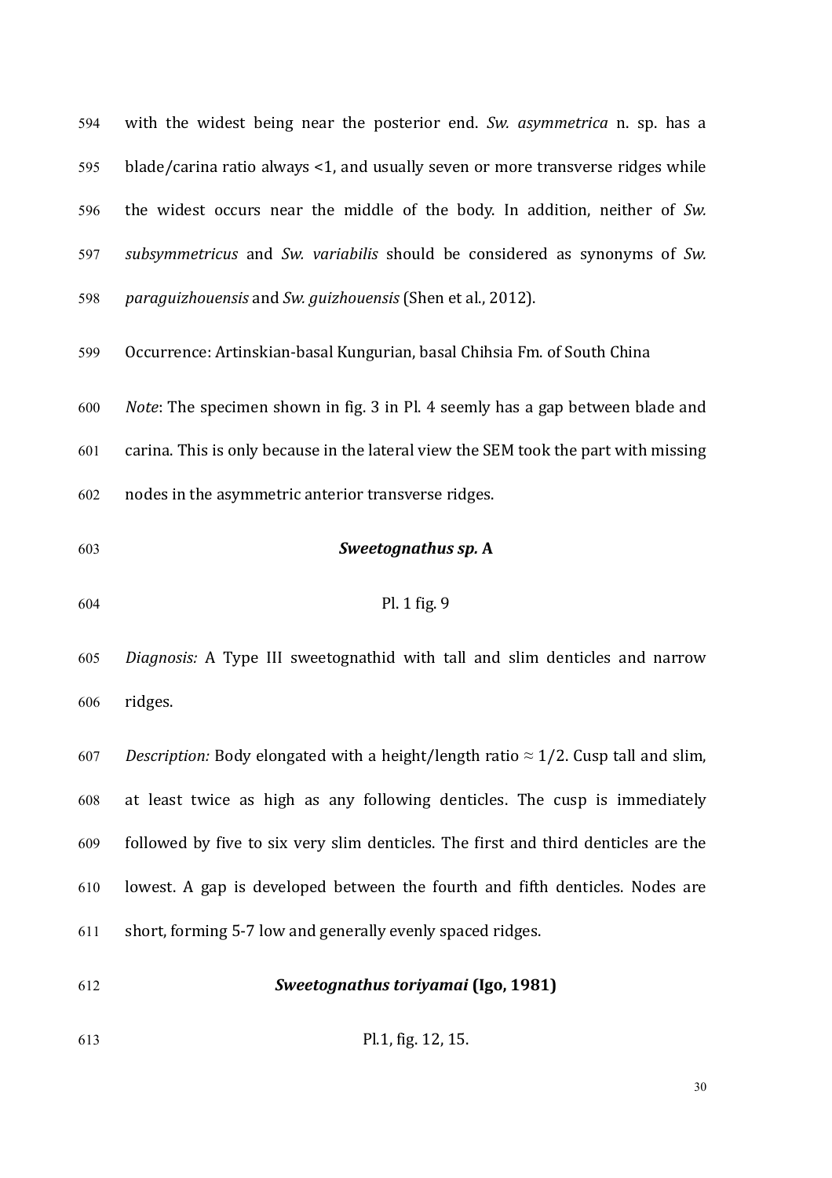with the widest being near the posterior end. *Sw. asymmetrica* n. sp. has a blade/carina ratio always <1, and usually seven or more transverse ridges while the widest occurs near the middle of the body. In addition, neither of *Sw. subsymmetricus* and *Sw. variabilis* should be considered as synonyms of *Sw. paraguizhouensis* and *Sw. guizhouensis* (Shen et al., 2012).

Occurrence: Artinskian-basal Kungurian, basal Chihsia Fm. of South China

*Note*: The specimen shown in fig. 3 in Pl. 4 seemly has a gap between blade and carina. This is only because in the lateral view the SEM took the part with missing nodes in the asymmetric anterior transverse ridges.

### *Sweetognathus sp.* A

Pl. 1 fig. 9

*Diagnosis:* A Type III sweetognathid with tall and slim denticles and narrow ridges.

*Description:* Body elongated with a height/length ratio ≈ 1/2. Cusp tall and slim, at least twice as high as any following denticles. The cusp is immediately followed by five to six very slim denticles. The first and third denticles are the lowest. A gap is developed between the fourth and fifth denticles. Nodes are short, forming 5-7 low and generally evenly spaced ridges.

### *Sweetognathus toriyamai* (Igo, 1981)

Pl.1, fig. 12, 15.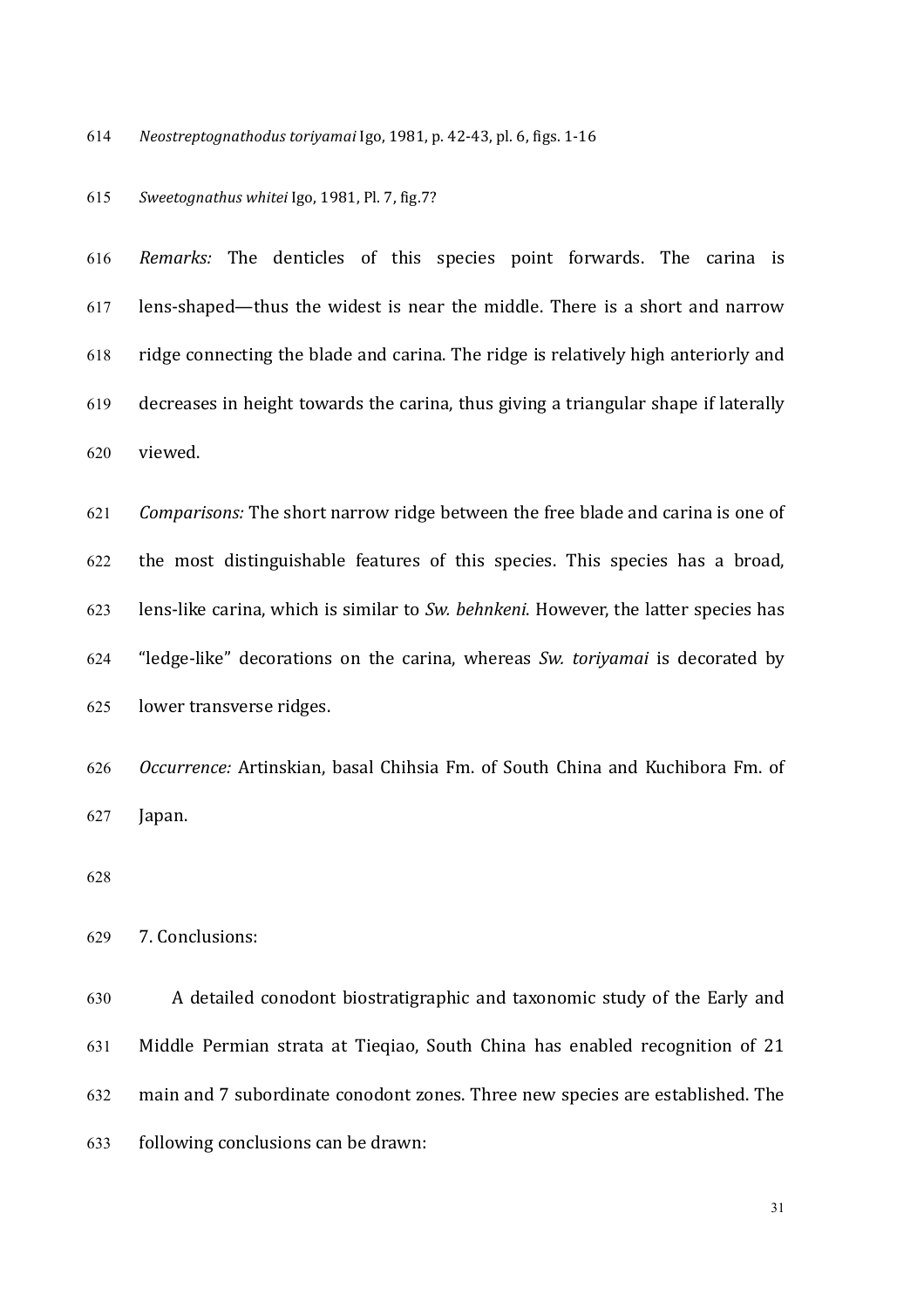*Neostreptognathodus toriyamai* Igo, 1981, p. 42-43, pl. 6, figs. 1-16

*Sweetognathus whitei* Igo, 1981, Pl. 7, fig.7?

*Remarks:* The denticles of this species point forwards. The carina is lens-shaped—thus the widest is near the middle. There is a short and narrow ridge connecting the blade and carina. The ridge is relatively high anteriorly and decreases in height towards the carina, thus giving a triangular shape if laterally viewed.

*Comparisons:* The short narrow ridge between the free blade and carina is one of the most distinguishable features of this species. This species has a broad, lens-like carina, which is similar to *Sw. behnkeni*. However, the latter species has "ledge-like" decorations on the carina, whereas *Sw. toriyamai* is decorated by lower transverse ridges.

*Occurrence:* Artinskian, basal Chihsia Fm. of South China and Kuchibora Fm. of Japan.

## 7. Conclusions:

A detailed conodont biostratigraphic and taxonomic study of the Early and Middle Permian strata at Tieqiao, South China has enabled recognition of 21 main and 7 subordinate conodont zones. Three new species are established. The following conclusions can be drawn: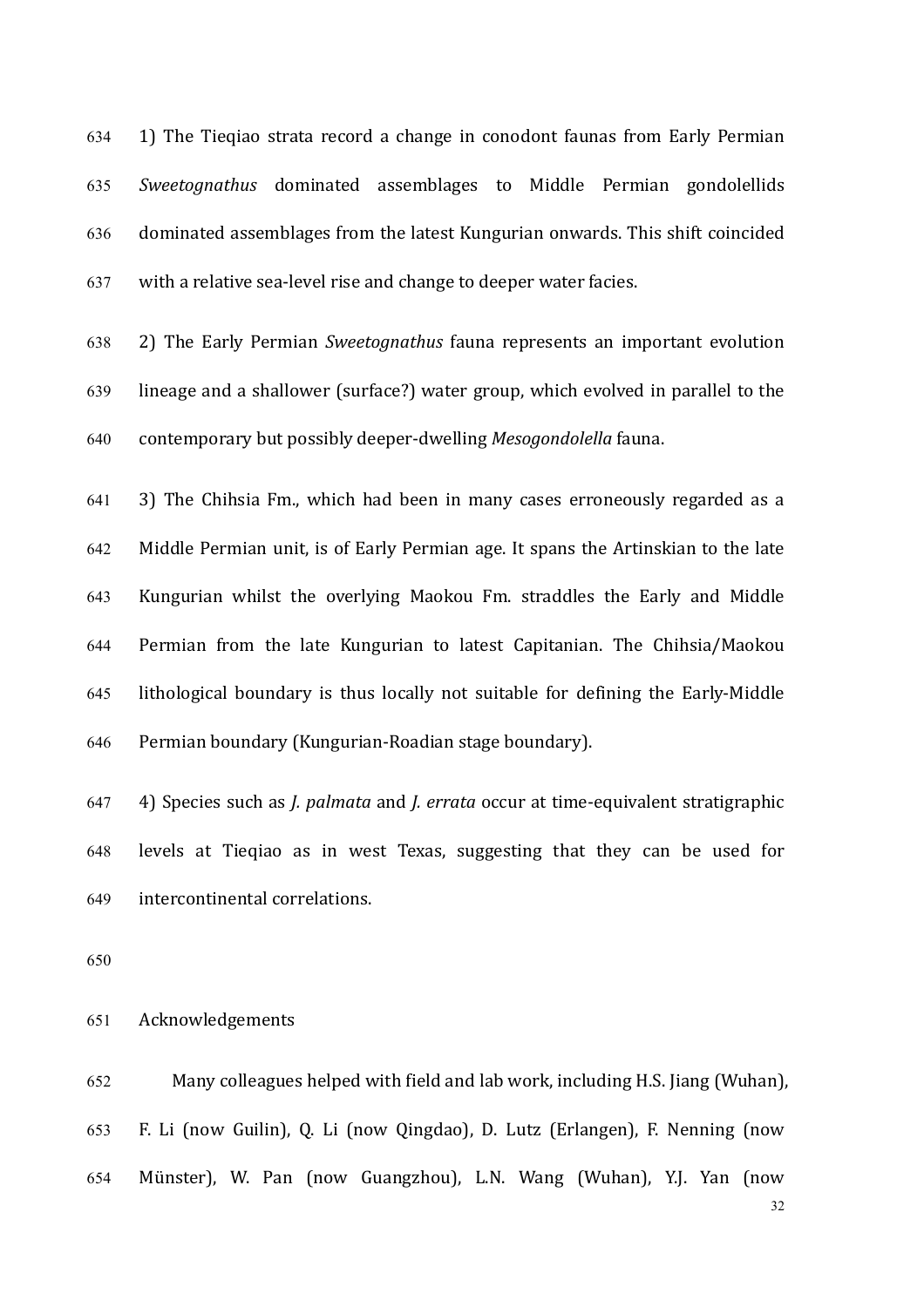1) The Tieqiao strata record a change in conodont faunas from Early Permian *Sweetognathus* dominated assemblages to Middle Permian gondolellids dominated assemblages from the latest Kungurian onwards. This shift coincided with a relative sea-level rise and change to deeper water facies.

2) The Early Permian *Sweetognathus* fauna represents an important evolution lineage and a shallower (surface?) water group, which evolved in parallel to the contemporary but possibly deeper-dwelling *Mesogondolella* fauna.

3) The Chihsia Fm., which had been in many cases erroneously regarded as a Middle Permian unit, is of Early Permian age. It spans the Artinskian to the late Kungurian whilst the overlying Maokou Fm. straddles the Early and Middle Permian from the late Kungurian to latest Capitanian. The Chihsia/Maokou lithological boundary is thus locally not suitable for defining the Early-Middle Permian boundary (Kungurian-Roadian stage boundary).

4) Species such as *J. palmata* and *J. errata* occur at time-equivalent stratigraphic levels at Tieqiao as in west Texas, suggesting that they can be used for intercontinental correlations.

## Acknowledgements

Many colleagues helped with field and lab work, including H.S. Jiang (Wuhan), F. Li (now Guilin), Q. Li (now Qingdao), D. Lutz (Erlangen), F. Nenning (now Münster), W. Pan (now Guangzhou), L.N. Wang (Wuhan), Y.J. Yan (now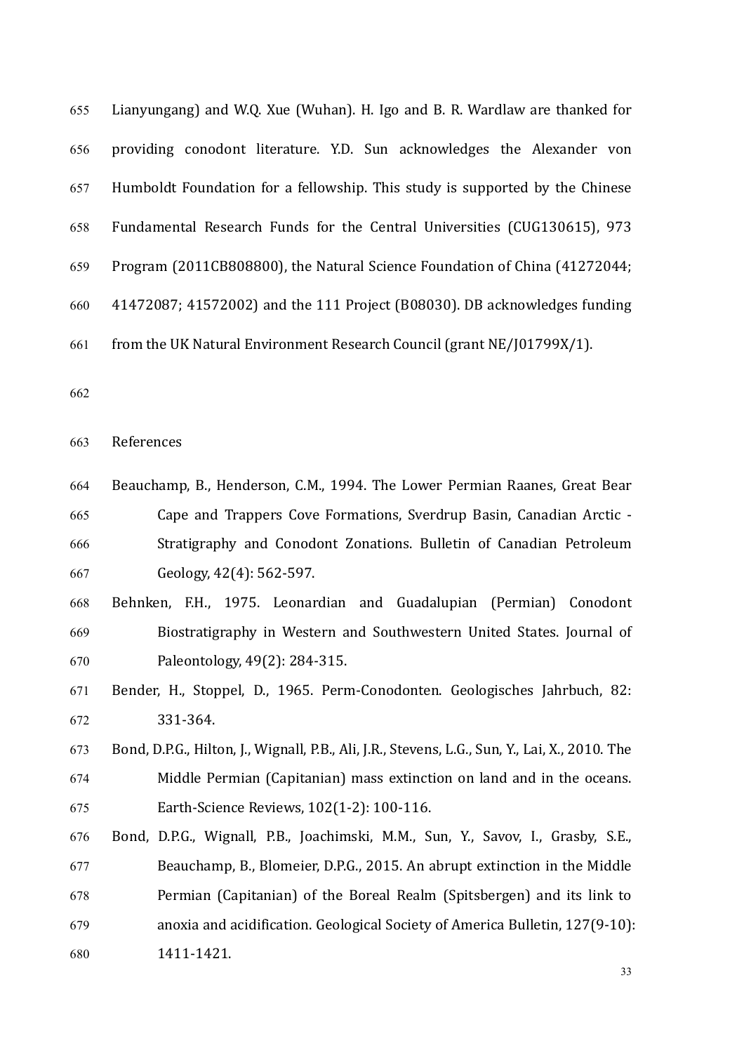Lianyungang) and W.Q. Xue (Wuhan). H. Igo and B. R. Wardlaw are thanked for providing conodont literature. Y.D. Sun acknowledges the Alexander von Humboldt Foundation for a fellowship. This study is supported by the Chinese Fundamental Research Funds for the Central Universities (CUG130615), 973 Program (2011CB808800), the Natural Science Foundation of China (41272044; 41472087; 41572002) and the 111 Project (B08030). DB acknowledges funding from the UK Natural Environment Research Council (grant NE/J01799X/1).

## References

Beauchamp, B., Henderson, C.M., 1994. The Lower Permian Raanes, Great Bear Cape and Trappers Cove Formations, Sverdrup Basin, Canadian Arctic - Stratigraphy and Conodont Zonations. Bulletin of Canadian Petroleum Geology, 42(4): 562-597.

Behnken, F.H., 1975. Leonardian and Guadalupian (Permian) Conodont Biostratigraphy in Western and Southwestern United States. Journal of Paleontology, 49(2): 284-315.

Bender, H., Stoppel, D., 1965. Perm-Conodonten. Geologisches Jahrbuch, 82: 331-364.

Bond, D.P.G., Hilton, J., Wignall, P.B., Ali, J.R., Stevens, L.G., Sun, Y., Lai, X., 2010. The Middle Permian (Capitanian) mass extinction on land and in the oceans. Earth-Science Reviews, 102(1-2): 100-116.

Bond, D.P.G., Wignall, P.B., Joachimski, M.M., Sun, Y., Savov, I., Grasby, S.E., Beauchamp, B., Blomeier, D.P.G., 2015. An abrupt extinction in the Middle Permian (Capitanian) of the Boreal Realm (Spitsbergen) and its link to anoxia and acidification. Geological Society of America Bulletin, 127(9-10): 1411-1421.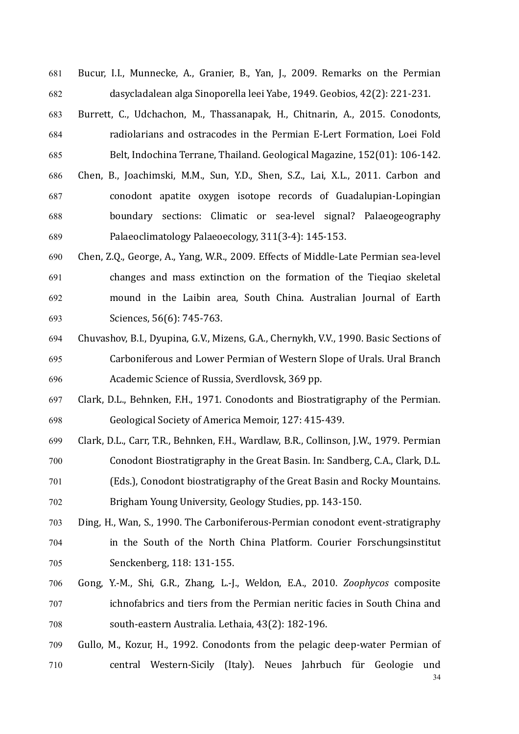Bucur, I.I., Munnecke, A., Granier, B., Yan, J., 2009. Remarks on the Permian dasycladalean alga Sinoporella leei Yabe, 1949. Geobios, 42(2): 221-231.

Burrett, C., Udchachon, M., Thassanapak, H., Chitnarin, A., 2015. Conodonts, radiolarians and ostracodes in the Permian E-Lert Formation, Loei Fold Belt, Indochina Terrane, Thailand. Geological Magazine, 152(01): 106-142.

Chen, B., Joachimski, M.M., Sun, Y.D., Shen, S.Z., Lai, X.L., 2011. Carbon and conodont apatite oxygen isotope records of Guadalupian-Lopingian boundary sections: Climatic or sea-level signal? Palaeogeography Palaeoclimatology Palaeoecology, 311(3-4): 145-153.

Chen, Z.Q., George, A., Yang, W.R., 2009. Effects of Middle-Late Permian sea-level changes and mass extinction on the formation of the Tieqiao skeletal mound in the Laibin area, South China. Australian Journal of Earth Sciences, 56(6): 745-763.

Chuvashov, B.I., Dyupina, G.V., Mizens, G.A., Chernykh, V.V., 1990. Basic Sections of Carboniferous and Lower Permian of Western Slope of Urals. Ural Branch Academic Science of Russia, Sverdlovsk, 369 pp.

Clark, D.L., Behnken, F.H., 1971. Conodonts and Biostratigraphy of the Permian. Geological Society of America Memoir, 127: 415-439.

Clark, D.L., Carr, T.R., Behnken, F.H., Wardlaw, B.R., Collinson, J.W., 1979. Permian Conodont Biostratigraphy in the Great Basin. In: Sandberg, C.A., Clark, D.L. (Eds.), Conodont biostratigraphy of the Great Basin and Rocky Mountains. Brigham Young University, Geology Studies, pp. 143-150.

Ding, H., Wan, S., 1990. The Carboniferous-Permian conodont event-stratigraphy in the South of the North China Platform. Courier Forschungsinstitut Senckenberg, 118: 131-155.

Gong, Y.-M., Shi, G.R., Zhang, L.-J., Weldon, E.A., 2010. *Zoophycos* composite ichnofabrics and tiers from the Permian neritic facies in South China and south-eastern Australia. Lethaia, 43(2): 182-196.

Gullo, M., Kozur, H., 1992. Conodonts from the pelagic deep-water Permian of central Western-Sicily (Italy). Neues Jahrbuch für Geologie und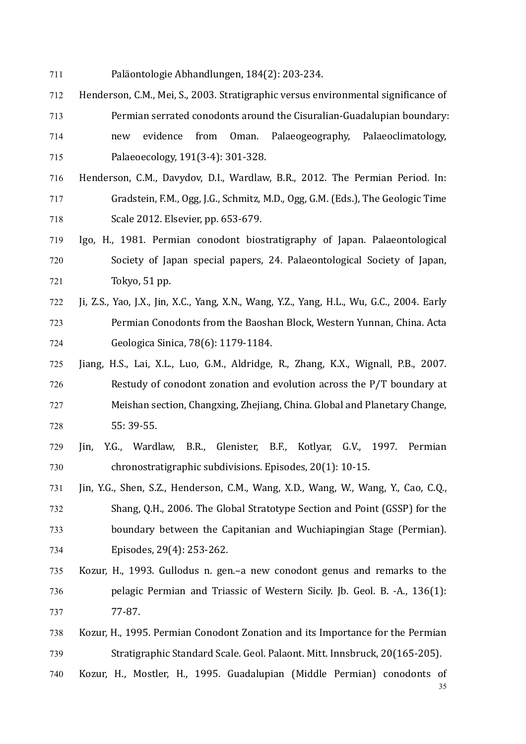Paläontologie Abhandlungen, 184(2): 203-234.

Henderson, C.M., Mei, S., 2003. Stratigraphic versus environmental significance of Permian serrated conodonts around the Cisuralian-Guadalupian boundary: new evidence from Oman. Palaeogeography, Palaeoclimatology, Palaeoecology, 191(3-4): 301-328.

Henderson, C.M., Davydov, D.I., Wardlaw, B.R., 2012. The Permian Period. In: Gradstein, F.M., Ogg, J.G., Schmitz, M.D., Ogg, G.M. (Eds.), The Geologic Time Scale 2012. Elsevier, pp. 653-679.

Igo, H., 1981. Permian conodont biostratigraphy of Japan. Palaeontological Society of Japan special papers, 24. Palaeontological Society of Japan, Tokyo, 51 pp.

Ji, Z.S., Yao, J.X., Jin, X.C., Yang, X.N., Wang, Y.Z., Yang, H.L., Wu, G.C., 2004. Early Permian Conodonts from the Baoshan Block, Western Yunnan, China. Acta Geologica Sinica, 78(6): 1179-1184.

Jiang, H.S., Lai, X.L., Luo, G.M., Aldridge, R., Zhang, K.X., Wignall, P.B., 2007. Restudy of conodont zonation and evolution across the P/T boundary at Meishan section, Changxing, Zhejiang, China. Global and Planetary Change, 55: 39-55.

Jin, Y.G., Wardlaw, B.R., Glenister, B.F., Kotlyar, G.V., 1997. Permian chronostratigraphic subdivisions. Episodes, 20(1): 10-15.

Jin, Y.G., Shen, S.Z., Henderson, C.M., Wang, X.D., Wang, W., Wang, Y., Cao, C.Q., Shang, Q.H., 2006. The Global Stratotype Section and Point (GSSP) for the boundary between the Capitanian and Wuchiapingian Stage (Permian). Episodes, 29(4): 253-262.

Kozur, H., 1993. Gullodus n. gen.–a new conodont genus and remarks to the pelagic Permian and Triassic of Western Sicily. Jb. Geol. B. -A., 136(1): 77-87.

Kozur, H., 1995. Permian Conodont Zonation and its Importance for the Permian Stratigraphic Standard Scale. Geol. Palaont. Mitt. Innsbruck, 20(165-205).

Kozur, H., Mostler, H., 1995. Guadalupian (Middle Permian) conodonts of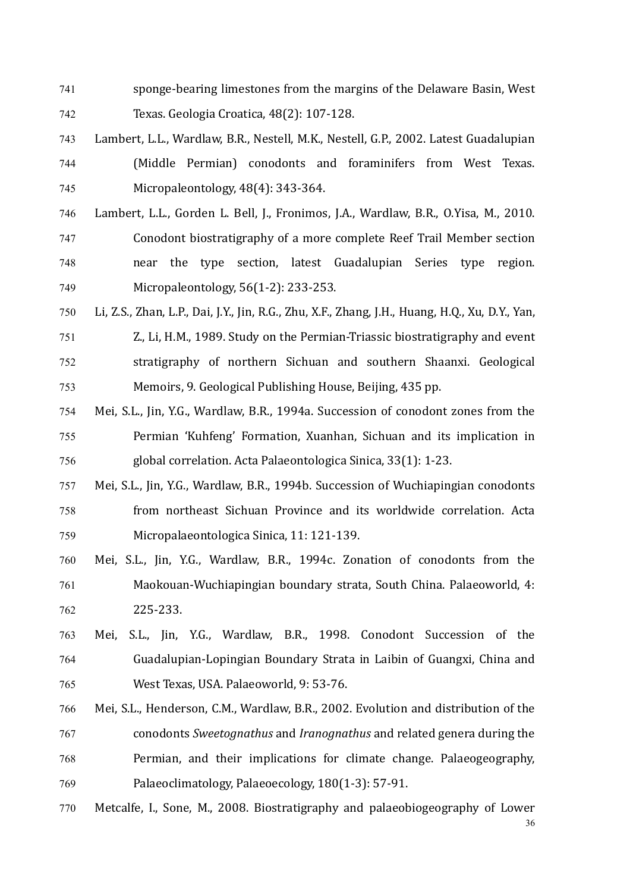sponge-bearing limestones from the margins of the Delaware Basin, West Texas. Geologia Croatica, 48(2): 107-128.

Lambert, L.L., Wardlaw, B.R., Nestell, M.K., Nestell, G.P., 2002. Latest Guadalupian (Middle Permian) conodonts and foraminifers from West Texas. Micropaleontology, 48(4): 343-364.

Lambert, L.L., Gorden L. Bell, J., Fronimos, J.A., Wardlaw, B.R., O.Yisa, M., 2010. Conodont biostratigraphy of a more complete Reef Trail Member section near the type section, latest Guadalupian Series type region. Micropaleontology, 56(1-2): 233-253.

Li, Z.S., Zhan, L.P., Dai, J.Y., Jin, R.G., Zhu, X.F., Zhang, J.H., Huang, H.Q., Xu, D.Y., Yan, Z., Li, H.M., 1989. Study on the Permian-Triassic biostratigraphy and event stratigraphy of northern Sichuan and southern Shaanxi. Geological Memoirs, 9. Geological Publishing House, Beijing, 435 pp.

Mei, S.L., Jin, Y.G., Wardlaw, B.R., 1994a. Succession of conodont zones from the Permian 'Kuhfeng' Formation, Xuanhan, Sichuan and its implication in global correlation. Acta Palaeontologica Sinica, 33(1): 1-23.

Mei, S.L., Jin, Y.G., Wardlaw, B.R., 1994b. Succession of Wuchiapingian conodonts from northeast Sichuan Province and its worldwide correlation. Acta Micropalaeontologica Sinica, 11: 121-139.

Mei, S.L., Jin, Y.G., Wardlaw, B.R., 1994c. Zonation of conodonts from the Maokouan-Wuchiapingian boundary strata, South China. Palaeoworld, 4: 225-233.

Mei, S.L., Jin, Y.G., Wardlaw, B.R., 1998. Conodont Succession of the Guadalupian-Lopingian Boundary Strata in Laibin of Guangxi, China and West Texas, USA. Palaeoworld, 9: 53-76.

Mei, S.L., Henderson, C.M., Wardlaw, B.R., 2002. Evolution and distribution of the conodonts *Sweetognathus* and *Iranognathus* and related genera during the Permian, and their implications for climate change. Palaeogeography, Palaeoclimatology, Palaeoecology, 180(1-3): 57-91.

Metcalfe, I., Sone, M., 2008. Biostratigraphy and palaeobiogeography of Lower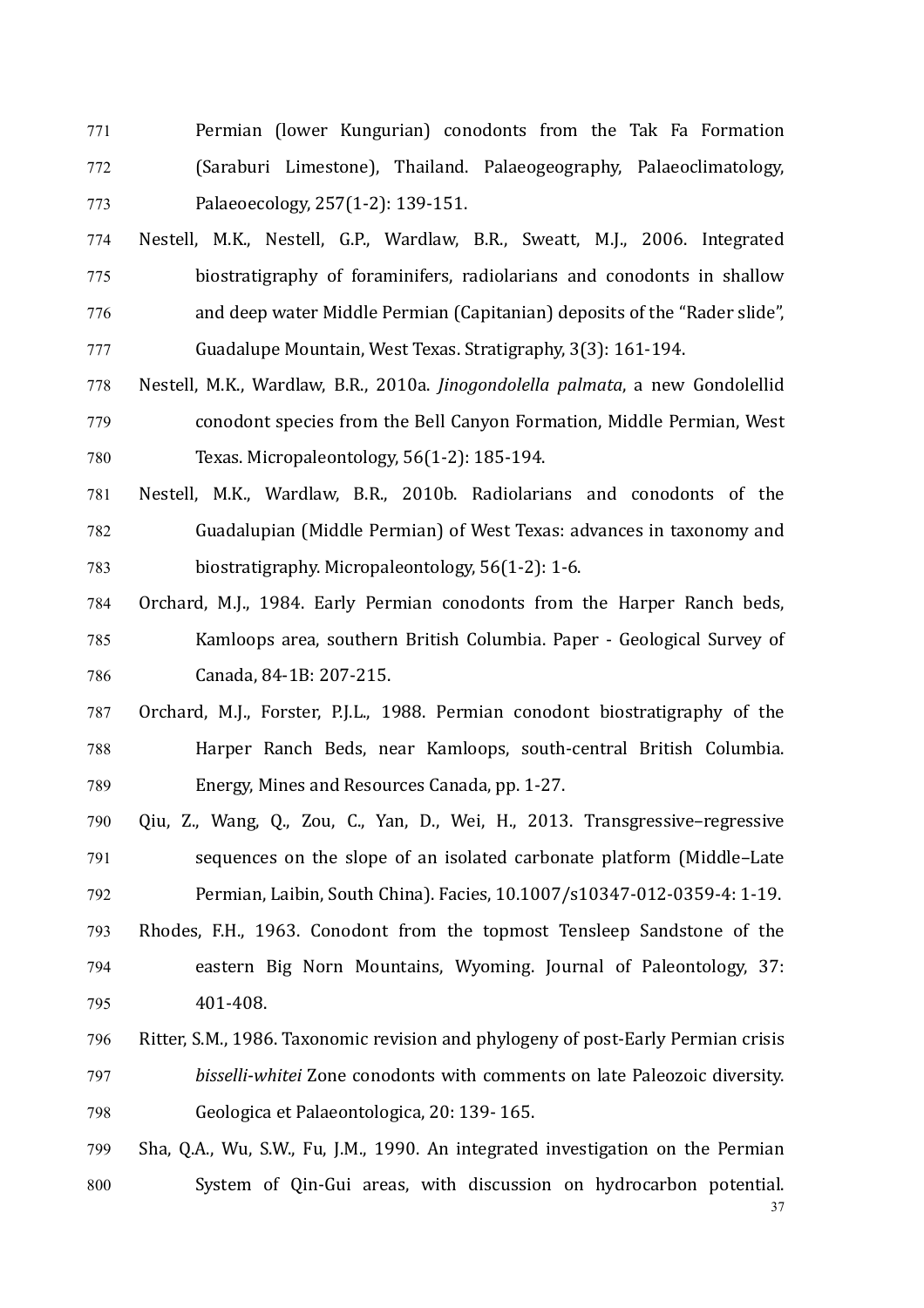Permian (lower Kungurian) conodonts from the Tak Fa Formation (Saraburi Limestone), Thailand. Palaeogeography, Palaeoclimatology, Palaeoecology, 257(1-2): 139-151.

Nestell, M.K., Nestell, G.P., Wardlaw, B.R., Sweatt, M.J., 2006. Integrated biostratigraphy of foraminifers, radiolarians and conodonts in shallow and deep water Middle Permian (Capitanian) deposits of the "Rader slide", Guadalupe Mountain, West Texas. Stratigraphy, 3(3): 161-194.

Nestell, M.K., Wardlaw, B.R., 2010a. *Jinogondolella palmata*, a new Gondolellid conodont species from the Bell Canyon Formation, Middle Permian, West Texas. Micropaleontology, 56(1-2): 185-194.

Nestell, M.K., Wardlaw, B.R., 2010b. Radiolarians and conodonts of the Guadalupian (Middle Permian) of West Texas: advances in taxonomy and biostratigraphy. Micropaleontology, 56(1-2): 1-6.

Orchard, M.J., 1984. Early Permian conodonts from the Harper Ranch beds, Kamloops area, southern British Columbia. Paper - Geological Survey of Canada, 84-1B: 207-215.

Orchard, M.J., Forster, P.J.L., 1988. Permian conodont biostratigraphy of the Harper Ranch Beds, near Kamloops, south-central British Columbia. Energy, Mines and Resources Canada, pp. 1-27.

Qiu, Z., Wang, Q., Zou, C., Yan, D., Wei, H., 2013. Transgressive–regressive sequences on the slope of an isolated carbonate platform (Middle–Late Permian, Laibin, South China). Facies, 10.1007/s10347-012-0359-4: 1-19.

Rhodes, F.H., 1963. Conodont from the topmost Tensleep Sandstone of the eastern Big Norn Mountains, Wyoming. Journal of Paleontology, 37: 401-408.

Ritter, S.M., 1986. Taxonomic revision and phylogeny of post-Early Permian crisis *bisselli-whitei* Zone conodonts with comments on late Paleozoic diversity. Geologica et Palaeontologica, 20: 139- 165.

Sha, Q.A., Wu, S.W., Fu, J.M., 1990. An integrated investigation on the Permian System of Qin-Gui areas, with discussion on hydrocarbon potential.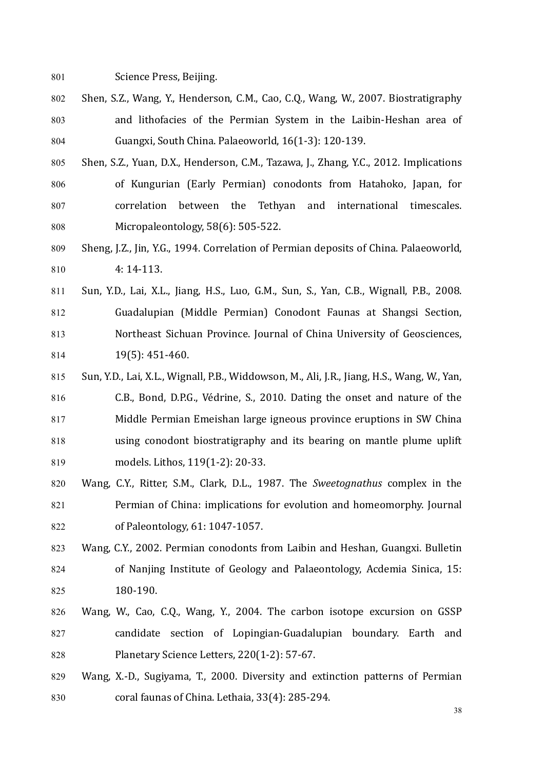Science Press, Beijing.

Shen, S.Z., Wang, Y., Henderson, C.M., Cao, C.Q., Wang, W., 2007. Biostratigraphy and lithofacies of the Permian System in the Laibin-Heshan area of Guangxi, South China. Palaeoworld, 16(1-3): 120-139.

Shen, S.Z., Yuan, D.X., Henderson, C.M., Tazawa, J., Zhang, Y.C., 2012. Implications of Kungurian (Early Permian) conodonts from Hatahoko, Japan, for correlation between the Tethyan and international timescales. Micropaleontology, 58(6): 505-522.

Sheng, J.Z., Jin, Y.G., 1994. Correlation of Permian deposits of China. Palaeoworld, 4: 14-113.

Sun, Y.D., Lai, X.L., Jiang, H.S., Luo, G.M., Sun, S., Yan, C.B., Wignall, P.B., 2008. Guadalupian (Middle Permian) Conodont Faunas at Shangsi Section, Northeast Sichuan Province. Journal of China University of Geosciences, 19(5): 451-460.

Sun, Y.D., Lai, X.L., Wignall, P.B., Widdowson, M., Ali, J.R., Jiang, H.S., Wang, W., Yan, C.B., Bond, D.P.G., Védrine, S., 2010. Dating the onset and nature of the Middle Permian Emeishan large igneous province eruptions in SW China using conodont biostratigraphy and its bearing on mantle plume uplift models. Lithos, 119(1-2): 20-33.

Wang, C.Y., Ritter, S.M., Clark, D.L., 1987. The *Sweetognathus* complex in the Permian of China: implications for evolution and homeomorphy. Journal of Paleontology, 61: 1047-1057.

Wang, C.Y., 2002. Permian conodonts from Laibin and Heshan, Guangxi. Bulletin of Nanjing Institute of Geology and Palaeontology, Acdemia Sinica, 15: 180-190.

Wang, W., Cao, C.Q., Wang, Y., 2004. The carbon isotope excursion on GSSP candidate section of Lopingian-Guadalupian boundary. Earth and Planetary Science Letters, 220(1-2): 57-67.

Wang, X.-D., Sugiyama, T., 2000. Diversity and extinction patterns of Permian coral faunas of China. Lethaia, 33(4): 285-294.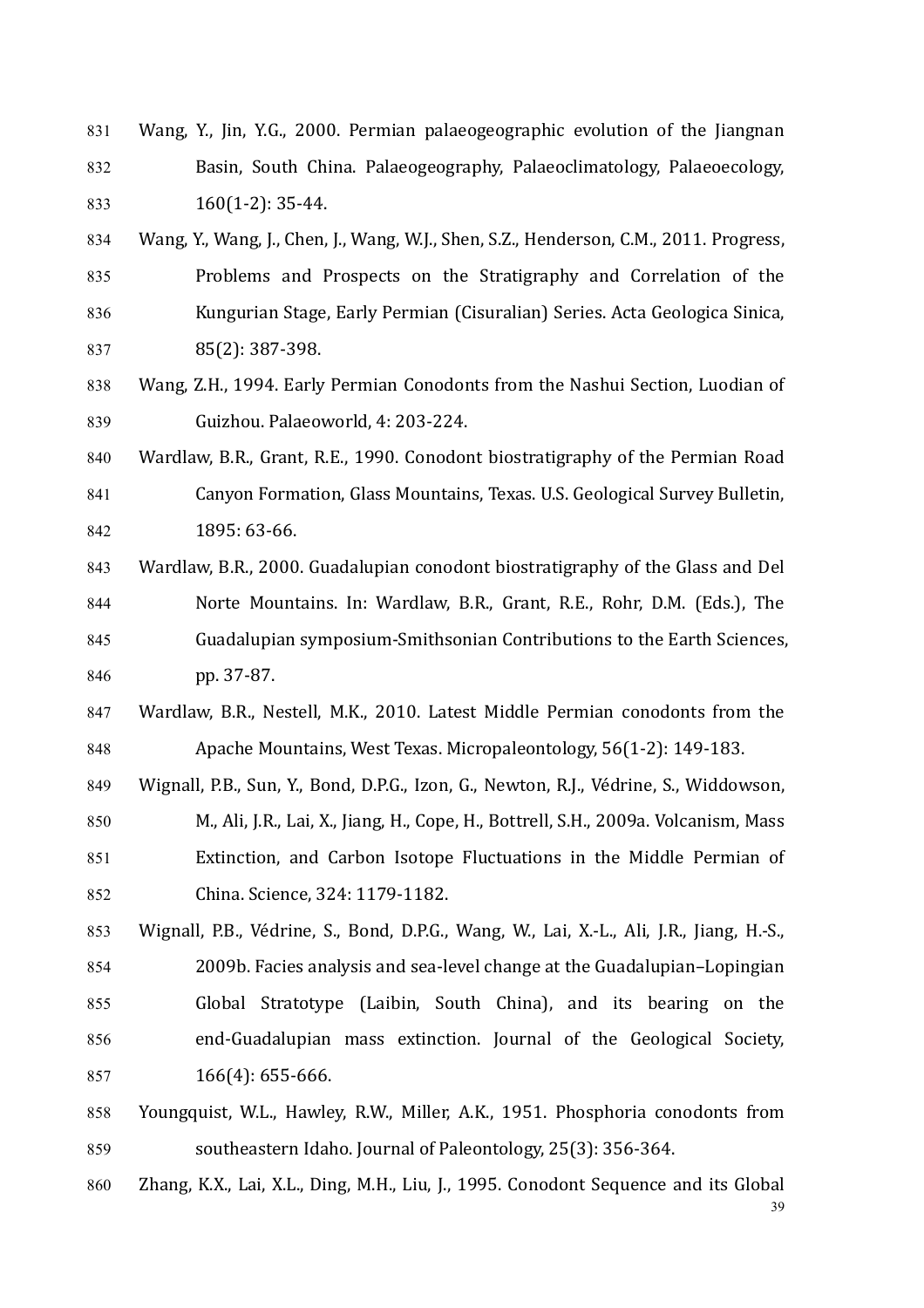Wang, Y., Jin, Y.G., 2000. Permian palaeogeographic evolution of the Jiangnan Basin, South China. Palaeogeography, Palaeoclimatology, Palaeoecology, 160(1-2): 35-44.

Wang, Y., Wang, J., Chen, J., Wang, W.J., Shen, S.Z., Henderson, C.M., 2011. Progress, Problems and Prospects on the Stratigraphy and Correlation of the Kungurian Stage, Early Permian (Cisuralian) Series. Acta Geologica Sinica, 85(2): 387-398.

Wang, Z.H., 1994. Early Permian Conodonts from the Nashui Section, Luodian of Guizhou. Palaeoworld, 4: 203-224.

Wardlaw, B.R., Grant, R.E., 1990. Conodont biostratigraphy of the Permian Road Canyon Formation, Glass Mountains, Texas. U.S. Geological Survey Bulletin, 1895: 63-66.

Wardlaw, B.R., 2000. Guadalupian conodont biostratigraphy of the Glass and Del Norte Mountains. In: Wardlaw, B.R., Grant, R.E., Rohr, D.M. (Eds.), The Guadalupian symposium-Smithsonian Contributions to the Earth Sciences, pp. 37-87.

Wardlaw, B.R., Nestell, M.K., 2010. Latest Middle Permian conodonts from the Apache Mountains, West Texas. Micropaleontology, 56(1-2): 149-183.

Wignall, P.B., Sun, Y., Bond, D.P.G., Izon, G., Newton, R.J., Védrine, S., Widdowson, M., Ali, J.R., Lai, X., Jiang, H., Cope, H., Bottrell, S.H., 2009a. Volcanism, Mass Extinction, and Carbon Isotope Fluctuations in the Middle Permian of China. Science, 324: 1179-1182.

Wignall, P.B., Védrine, S., Bond, D.P.G., Wang, W., Lai, X.-L., Ali, J.R., Jiang, H.-S., 2009b. Facies analysis and sea-level change at the Guadalupian–Lopingian Global Stratotype (Laibin, South China), and its bearing on the end-Guadalupian mass extinction. Journal of the Geological Society, 166(4): 655-666.

Youngquist, W.L., Hawley, R.W., Miller, A.K., 1951. Phosphoria conodonts from southeastern Idaho. Journal of Paleontology, 25(3): 356-364.

Zhang, K.X., Lai, X.L., Ding, M.H., Liu, J., 1995. Conodont Sequence and its Global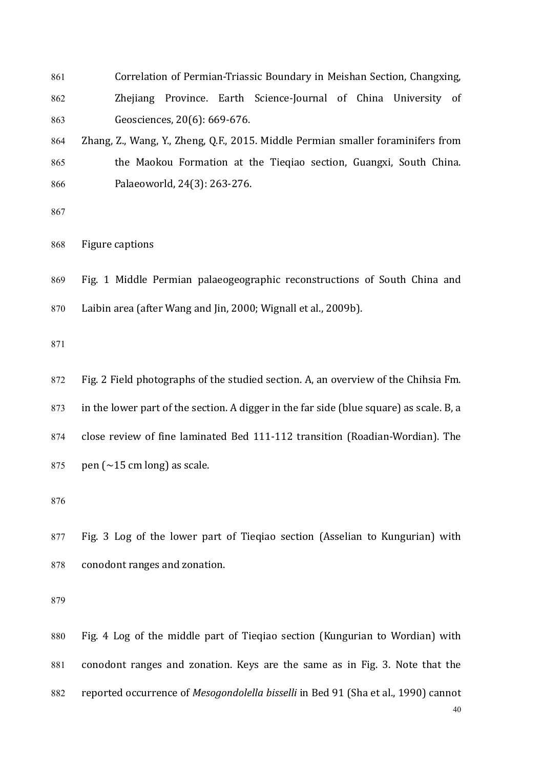Correlation of Permian-Triassic Boundary in Meishan Section, Changxing, Zhejiang Province. Earth Science-Journal of China University of Geosciences, 20(6): 669-676.

Zhang, Z., Wang, Y., Zheng, Q.F., 2015. Middle Permian smaller foraminifers from the Maokou Formation at the Tieqiao section, Guangxi, South China. Palaeoworld, 24(3): 263-276.

## Figure captions

Fig. 1 Middle Permian palaeogeographic reconstructions of South China and Laibin area (after Wang and Jin, 2000; Wignall et al., 2009b).

Fig. 2 Field photographs of the studied section. A, an overview of the Chihsia Fm. in the lower part of the section. A digger in the far side (blue square) as scale. B, a close review of fine laminated Bed 111-112 transition (Roadian-Wordian). The pen (~15 cm long) as scale.

Fig. 3 Log of the lower part of Tieqiao section (Asselian to Kungurian) with conodont ranges and zonation.

Fig. 4 Log of the middle part of Tieqiao section (Kungurian to Wordian) with conodont ranges and zonation. Keys are the same as in Fig. 3. Note that the reported occurrence of *Mesogondolella bisselli* in Bed 91 (Sha et al., 1990) cannot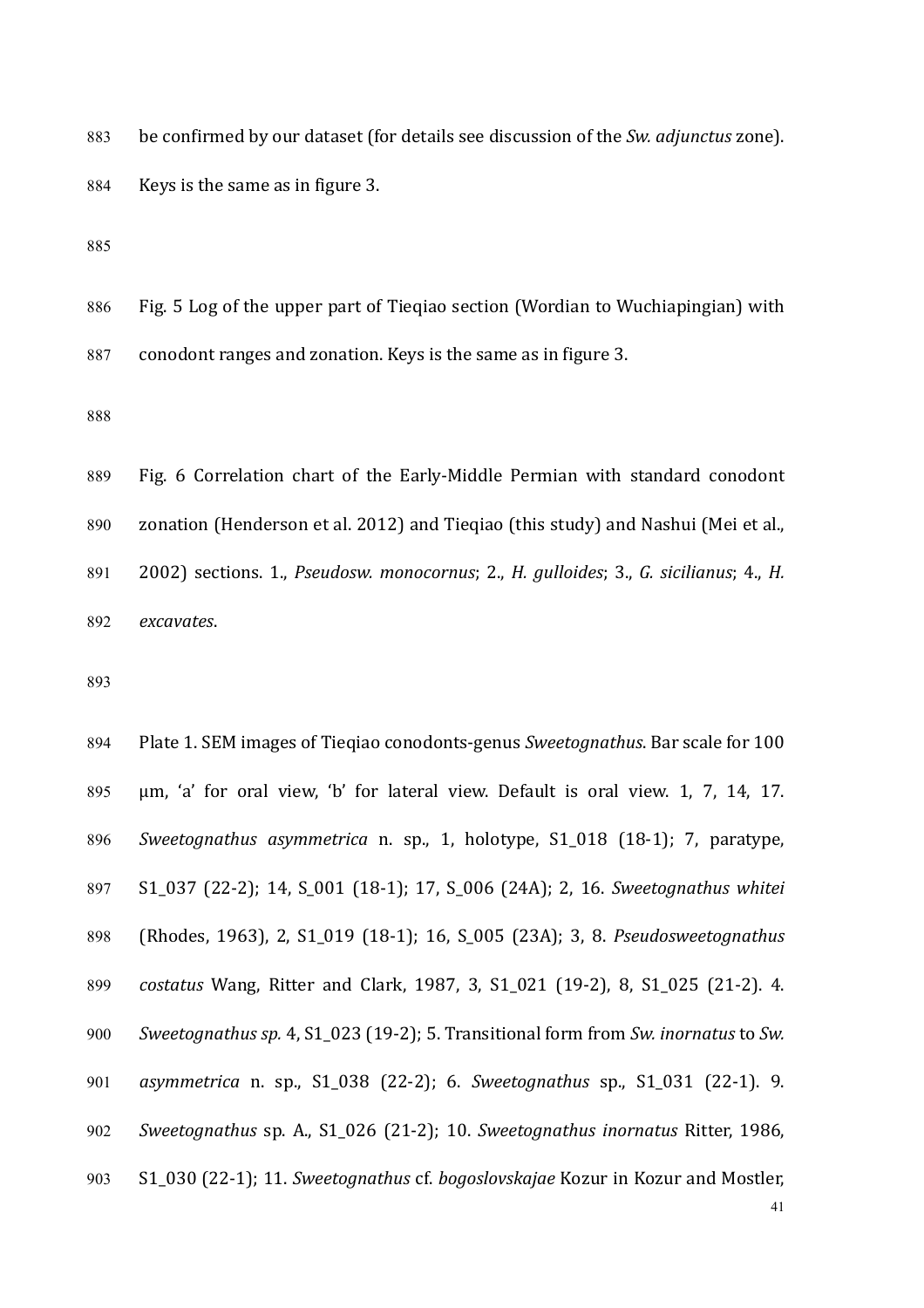be confirmed by our dataset (for details see discussion of the *Sw. adjunctus* zone). Keys is the same as in figure 3.

Fig. 5 Log of the upper part of Tieqiao section (Wordian to Wuchiapingian) with conodont ranges and zonation. Keys is the same as in figure 3.

Fig. 6 Correlation chart of the Early-Middle Permian with standard conodont zonation (Henderson et al. 2012) and Tieqiao (this study) and Nashui (Mei et al., 2002) sections. 1., *Pseudosw. monocornus*; 2., *H. gulloides*; 3., *G. sicilianus*; 4., *H. excavates*.

Plate 1. SEM images of Tieqiao conodonts-genus *Sweetognathus*. Bar scale for 100 μm, 'a' for oral view, 'b' for lateral view. Default is oral view. 1, 7, 14, 17. *Sweetognathus asymmetrica* n. sp., 1, holotype, S1_018 (18-1); 7, paratype, S1_037 (22-2); 14, S_001 (18-1); 17, S_006 (24A); 2, 16. *Sweetognathus whitei* (Rhodes, 1963), 2, S1_019 (18-1); 16, S_005 (23A); 3, 8. *Pseudosweetognathus costatus* Wang, Ritter and Clark, 1987, 3, S1_021 (19-2), 8, S1_025 (21-2). 4. *Sweetognathus sp.* 4, S1_023 (19-2); 5. Transitional form from *Sw. inornatus* to *Sw. asymmetrica* n. sp., S1_038 (22-2); 6. *Sweetognathus* sp., S1_031 (22-1). 9. *Sweetognathus* sp. A., S1_026 (21-2); 10. *Sweetognathus inornatus* Ritter, 1986, S1_030 (22-1); 11. *Sweetognathus* cf. *bogoslovskajae* Kozur in Kozur and Mostler,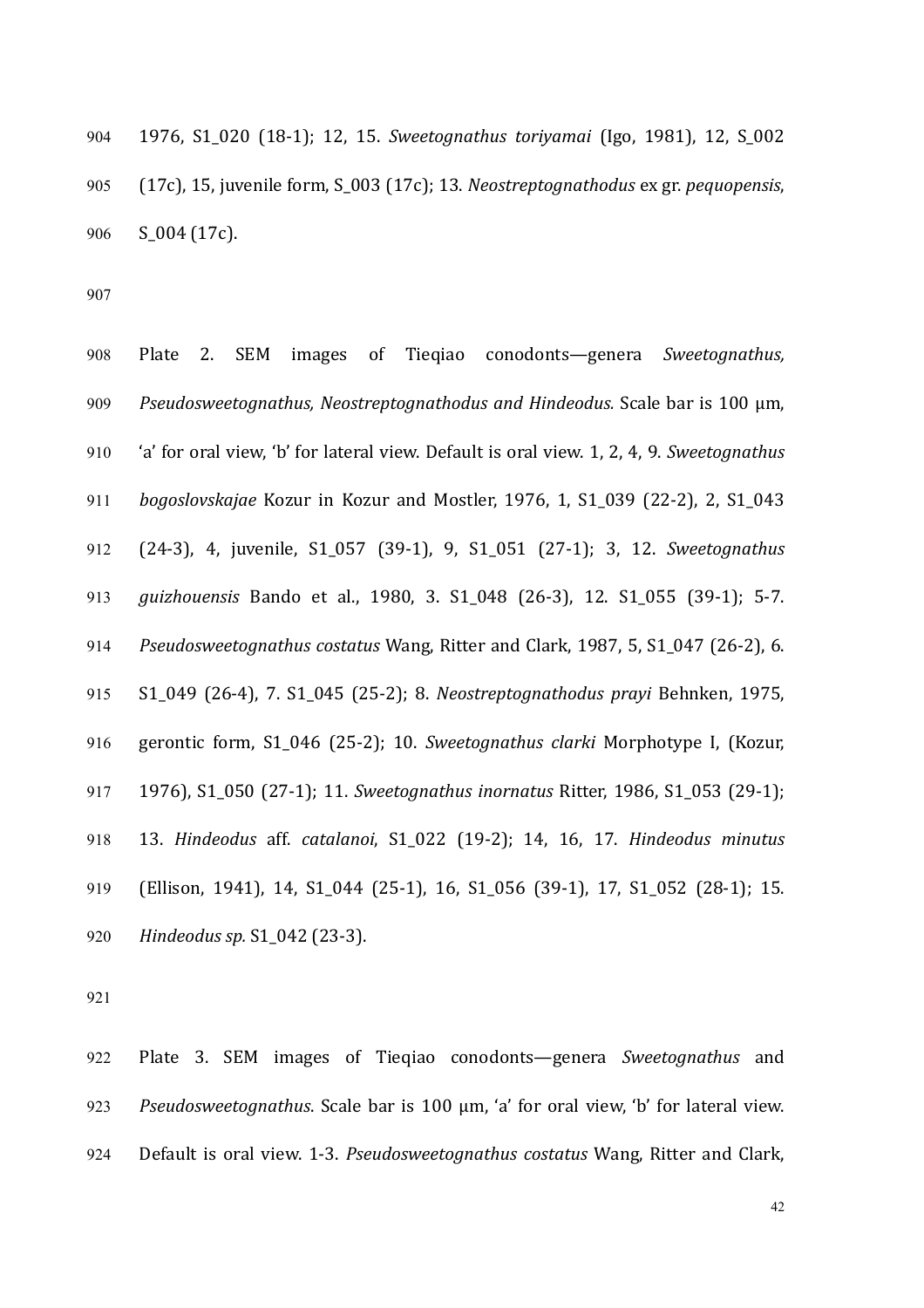1976, S1_020 (18-1); 12, 15. *Sweetognathus toriyamai* (Igo, 1981), 12, S_002 (17c), 15, juvenile form, S_003 (17c); 13. *Neostreptognathodus* ex gr. *pequopensis*, S_004 (17c).

Plate 2. SEM images of Tieqiao conodonts—genera *Sweetognathus, Pseudosweetognathus, Neostreptognathodus and Hindeodus.* Scale bar is 100 μm, 'a' for oral view, 'b' for lateral view. Default is oral view. 1, 2, 4, 9. *Sweetognathus bogoslovskajae* Kozur in Kozur and Mostler, 1976, 1, S1_039 (22-2), 2, S1_043 (24-3), 4, juvenile, S1_057 (39-1), 9, S1_051 (27-1); 3, 12. *Sweetognathus guizhouensis* Bando et al., 1980, 3. S1_048 (26-3), 12. S1_055 (39-1); 5-7. *Pseudosweetognathus costatus* Wang, Ritter and Clark, 1987, 5, S1_047 (26-2), 6. S1_049 (26-4), 7. S1_045 (25-2); 8. *Neostreptognathodus prayi* Behnken, 1975, gerontic form, S1_046 (25-2); 10. *Sweetognathus clarki* Morphotype I, (Kozur, 1976), S1_050 (27-1); 11. *Sweetognathus inornatus* Ritter, 1986, S1_053 (29-1); 13. *Hindeodus* aff. *catalanoi*, S1_022 (19-2); 14, 16, 17. *Hindeodus minutus* (Ellison, 1941), 14, S1_044 (25-1), 16, S1_056 (39-1), 17, S1_052 (28-1); 15. *Hindeodus sp.* S1_042 (23-3).

Plate 3. SEM images of Tieqiao conodonts—genera *Sweetognathus* and *Pseudosweetognathus*. Scale bar is 100 μm, 'a' for oral view, 'b' for lateral view. Default is oral view. 1-3. *Pseudosweetognathus costatus* Wang, Ritter and Clark,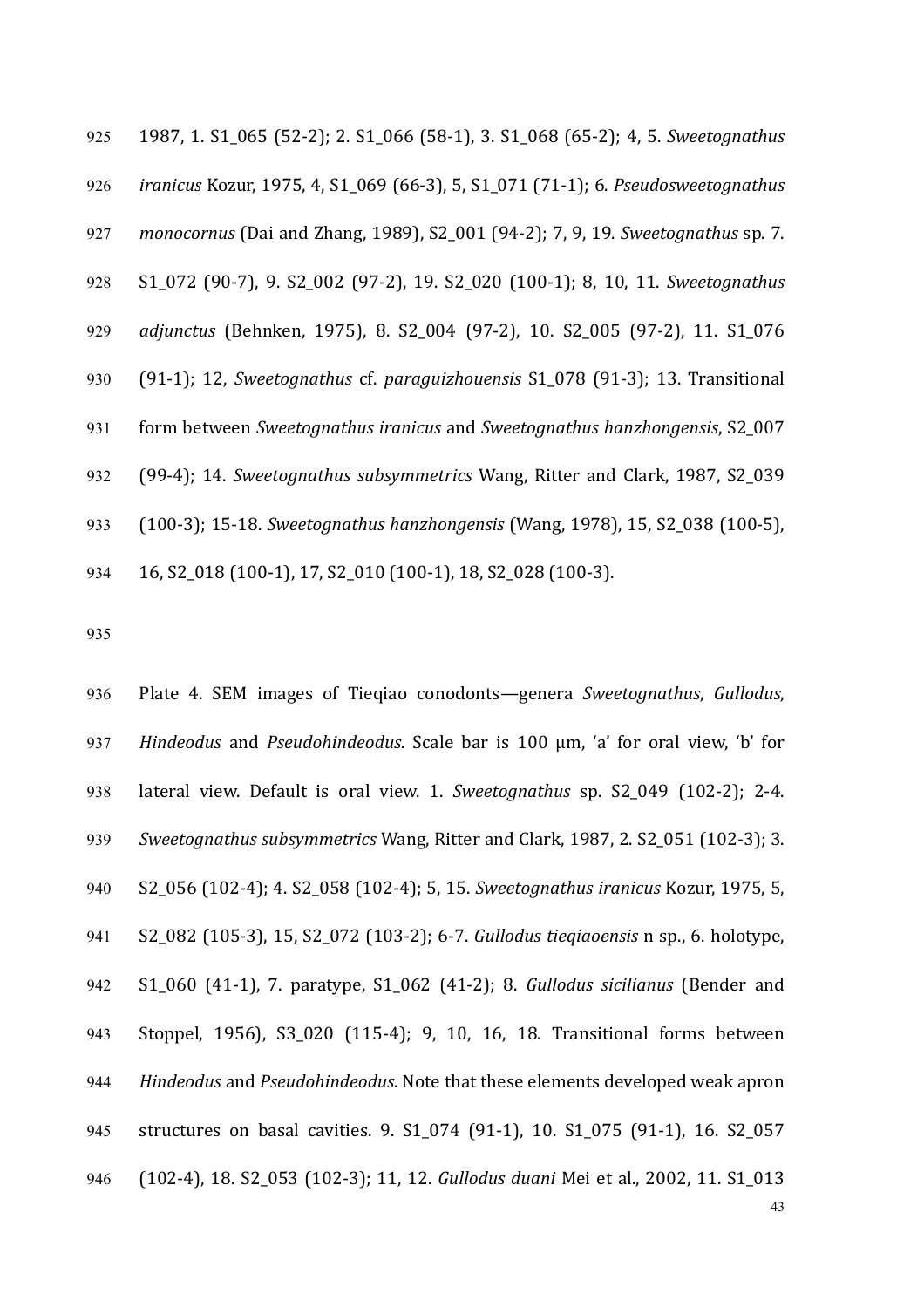1987, 1. S1_065 (52-2); 2. S1_066 (58-1), 3. S1_068 (65-2); 4, 5. *Sweetognathus iranicus* Kozur, 1975, 4, S1_069 (66-3), 5, S1_071 (71-1); 6. *Pseudosweetognathus monocornus* (Dai and Zhang, 1989), S2_001 (94-2); 7, 9, 19. *Sweetognathus* sp. 7. S1_072 (90-7), 9. S2_002 (97-2), 19. S2_020 (100-1); 8, 10, 11. *Sweetognathus adjunctus* (Behnken, 1975), 8. S2_004 (97-2), 10. S2_005 (97-2), 11. S1_076 (91-1); 12, *Sweetognathus* cf. *paraguizhouensis* S1_078 (91-3); 13. Transitional form between *Sweetognathus iranicus* and *Sweetognathus hanzhongensis*, S2_007 (99-4); 14. *Sweetognathus subsymmetrics* Wang, Ritter and Clark, 1987, S2_039 (100-3); 15-18. *Sweetognathus hanzhongensis* (Wang, 1978), 15, S2_038 (100-5), 16, S2_018 (100-1), 17, S2_010 (100-1), 18, S2_028 (100-3).

Plate 4. SEM images of Tieqiao conodonts—genera *Sweetognathus*, *Gullodus*, *Hindeodus* and *Pseudohindeodus*. Scale bar is 100 μm, 'a' for oral view, 'b' for lateral view. Default is oral view. 1. *Sweetognathus* sp. S2_049 (102-2); 2-4. *Sweetognathus subsymmetrics* Wang, Ritter and Clark, 1987, 2. S2_051 (102-3); 3. S2_056 (102-4); 4. S2_058 (102-4); 5, 15. *Sweetognathus iranicus* Kozur, 1975, 5, S2_082 (105-3), 15, S2_072 (103-2); 6-7. *Gullodus tieqiaoensis* n sp., 6. holotype, S1_060 (41-1), 7. paratype, S1_062 (41-2); 8. *Gullodus sicilianus* (Bender and Stoppel, 1956), S3_020 (115-4); 9, 10, 16, 18. Transitional forms between *Hindeodus* and *Pseudohindeodus*. Note that these elements developed weak apron structures on basal cavities. 9. S1_074 (91-1), 10. S1_075 (91-1), 16. S2_057 (102-4), 18. S2_053 (102-3); 11, 12. *Gullodus duani* Mei et al., 2002, 11. S1_013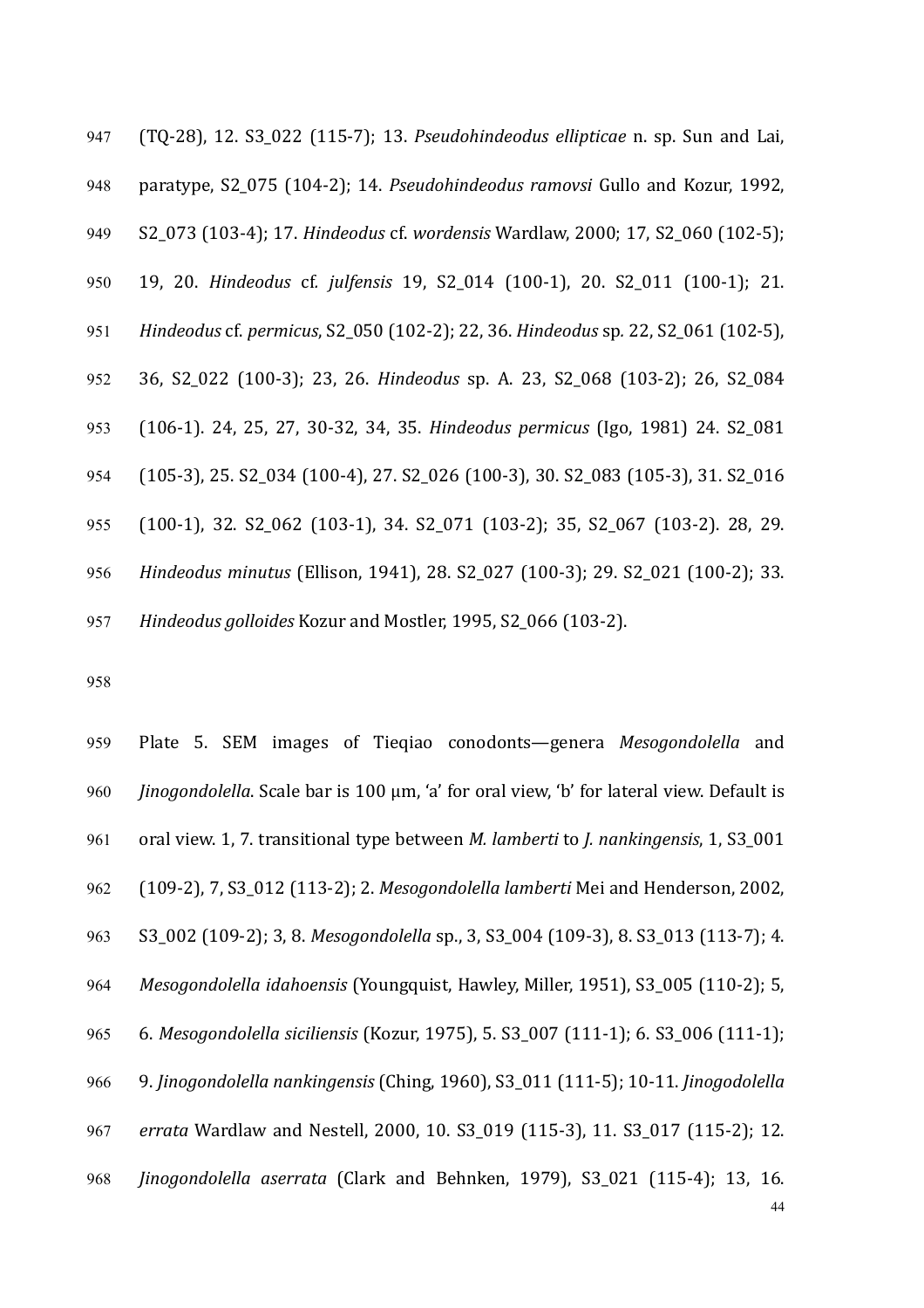(TQ-28), 12. S3_022 (115-7); 13. *Pseudohindeodus ellipticae* n. sp. Sun and Lai, paratype, S2_075 (104-2); 14. *Pseudohindeodus ramovsi* Gullo and Kozur, 1992, S2_073 (103-4); 17. *Hindeodus* cf. *wordensis* Wardlaw, 2000; 17, S2_060 (102-5); 19, 20. *Hindeodus* cf. *julfensis* 19, S2_014 (100-1), 20. S2_011 (100-1); 21. *Hindeodus* cf. *permicus*, S2_050 (102-2); 22, 36. *Hindeodus* sp. 22, S2_061 (102-5), 36, S2_022 (100-3); 23, 26. *Hindeodus* sp. A. 23, S2_068 (103-2); 26, S2_084 (106-1). 24, 25, 27, 30-32, 34, 35. *Hindeodus permicus* (Igo, 1981) 24. S2_081 (105-3), 25. S2_034 (100-4), 27. S2_026 (100-3), 30. S2_083 (105-3), 31. S2_016 (100-1), 32. S2_062 (103-1), 34. S2_071 (103-2); 35, S2_067 (103-2). 28, 29. *Hindeodus minutus* (Ellison, 1941), 28. S2_027 (100-3); 29. S2_021 (100-2); 33. *Hindeodus golloides* Kozur and Mostler, 1995, S2_066 (103-2).

Plate 5. SEM images of Tieqiao conodonts—genera *Mesogondolella* and *Jinogondolella*. Scale bar is 100 μm, 'a' for oral view, 'b' for lateral view. Default is oral view. 1, 7. transitional type between *M. lamberti* to *J. nankingensis*, 1, S3_001 (109-2), 7, S3_012 (113-2); 2. *Mesogondolella lamberti* Mei and Henderson, 2002, S3_002 (109-2); 3, 8. *Mesogondolella* sp., 3, S3_004 (109-3), 8. S3_013 (113-7); 4. *Mesogondolella idahoensis* (Youngquist, Hawley, Miller, 1951), S3_005 (110-2); 5, 6. *Mesogondolella siciliensis* (Kozur, 1975), 5. S3_007 (111-1); 6. S3_006 (111-1); 9. *Jinogondolella nankingensis* (Ching, 1960), S3_011 (111-5); 10-11. *Jinogodolella errata* Wardlaw and Nestell, 2000, 10. S3_019 (115-3), 11. S3_017 (115-2); 12. *Jinogondolella aserrata* (Clark and Behnken, 1979), S3_021 (115-4); 13, 16.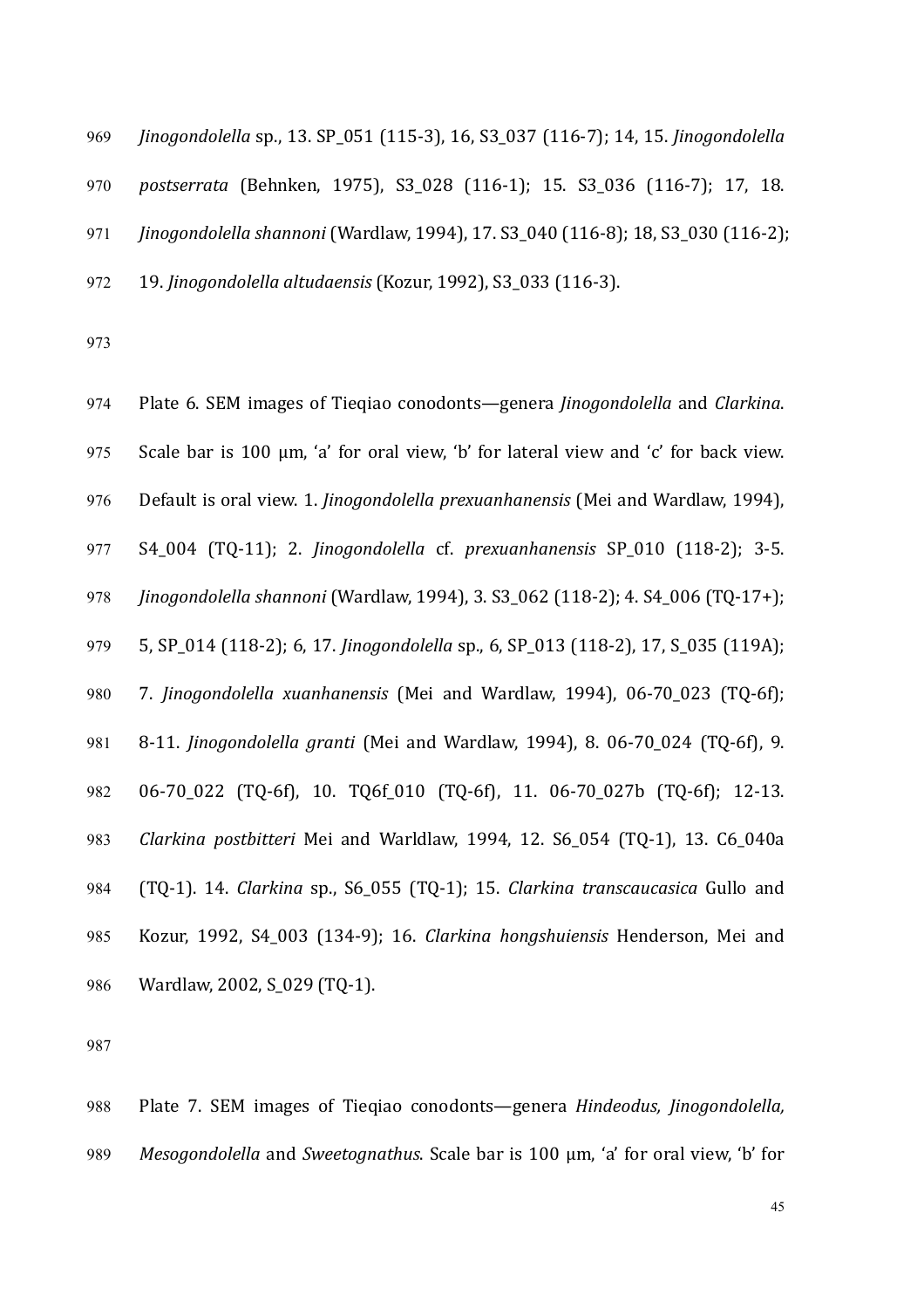*Jinogondolella* sp., 13. SP_051 (115-3), 16, S3_037 (116-7); 14, 15. *Jinogondolella postserrata* (Behnken, 1975), S3_028 (116-1); 15. S3_036 (116-7); 17, 18. *Jinogondolella shannoni* (Wardlaw, 1994), 17. S3_040 (116-8); 18, S3_030 (116-2); 19. *Jinogondolella altudaensis* (Kozur, 1992), S3_033 (116-3).

Plate 6. SEM images of Tieqiao conodonts—genera *Jinogondolella* and *Clarkina*. Scale bar is 100 μm, 'a' for oral view, 'b' for lateral view and 'c' for back view. Default is oral view. 1. *Jinogondolella prexuanhanensis* (Mei and Wardlaw, 1994), S4_004 (TQ-11); 2. *Jinogondolella* cf. *prexuanhanensis* SP_010 (118-2); 3-5. *Jinogondolella shannoni* (Wardlaw, 1994), 3. S3_062 (118-2); 4. S4_006 (TQ-17+); 5, SP_014 (118-2); 6, 17. *Jinogondolella* sp., 6, SP_013 (118-2), 17, S_035 (119A); 7. *Jinogondolella xuanhanensis* (Mei and Wardlaw, 1994), 06-70_023 (TQ-6f); 8-11. *Jinogondolella granti* (Mei and Wardlaw, 1994), 8. 06-70_024 (TQ-6f), 9. 06-70_022 (TQ-6f), 10. TQ6f_010 (TQ-6f), 11. 06-70_027b (TQ-6f); 12-13. *Clarkina postbitteri* Mei and Warldlaw, 1994, 12. S6_054 (TQ-1), 13. C6_040a (TQ-1). 14. *Clarkina* sp., S6_055 (TQ-1); 15. *Clarkina transcaucasica* Gullo and Kozur, 1992, S4_003 (134-9); 16. *Clarkina hongshuiensis* Henderson, Mei and Wardlaw, 2002, S_029 (TQ-1).

Plate 7. SEM images of Tieqiao conodonts—genera *Hindeodus, Jinogondolella, Mesogondolella* and *Sweetognathus*. Scale bar is 100 μm, 'a' for oral view, 'b' for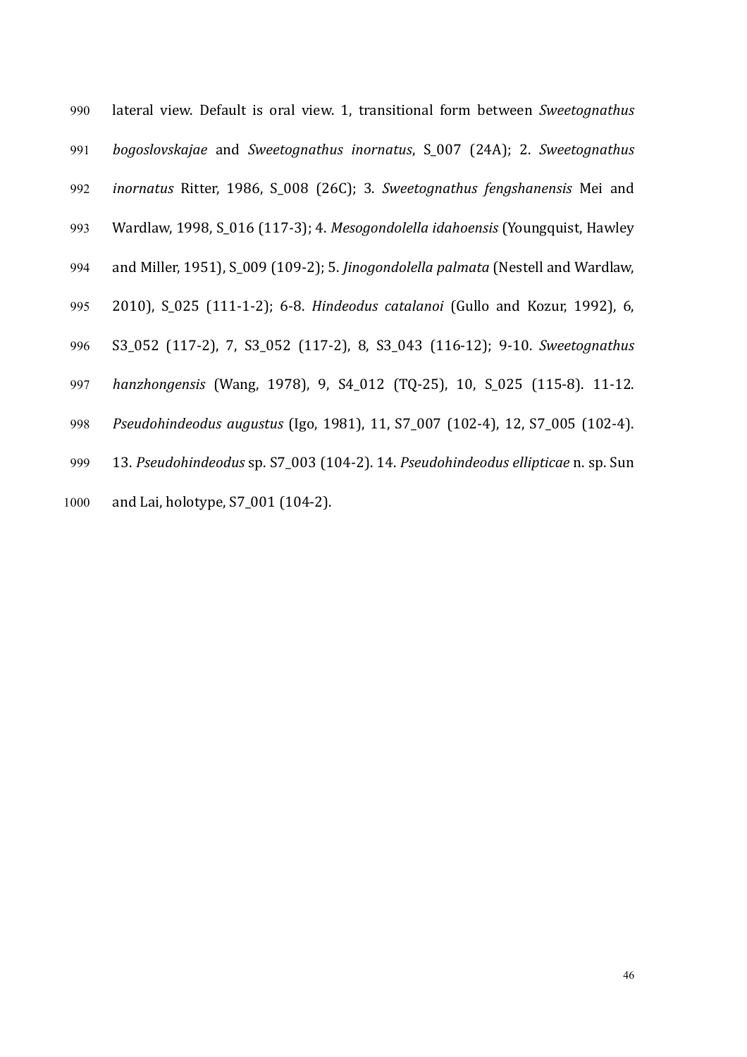lateral view. Default is oral view. 1, transitional form between *Sweetognathus bogoslovskajae* and *Sweetognathus inornatus*, S_007 (24A); 2. *Sweetognathus inornatus* Ritter, 1986, S_008 (26C); 3. *Sweetognathus fengshanensis* Mei and Wardlaw, 1998, S_016 (117-3); 4. *Mesogondolella idahoensis* (Youngquist, Hawley and Miller, 1951), S_009 (109-2); 5. *Jinogondolella palmata* (Nestell and Wardlaw, 2010), S_025 (111-1-2); 6-8. *Hindeodus catalanoi* (Gullo and Kozur, 1992), 6, S3_052 (117-2), 7, S3_052 (117-2), 8, S3_043 (116-12); 9-10. *Sweetognathus hanzhongensis* (Wang, 1978), 9, S4_012 (TQ-25), 10, S_025 (115-8). 11-12. *Pseudohindeodus augustus* (Igo, 1981), 11, S7_007 (102-4), 12, S7_005 (102-4). 13. *Pseudohindeodus* sp. S7_003 (104-2). 14. *Pseudohindeodus ellipticae* n. sp. Sun and Lai, holotype, S7_001 (104-2).